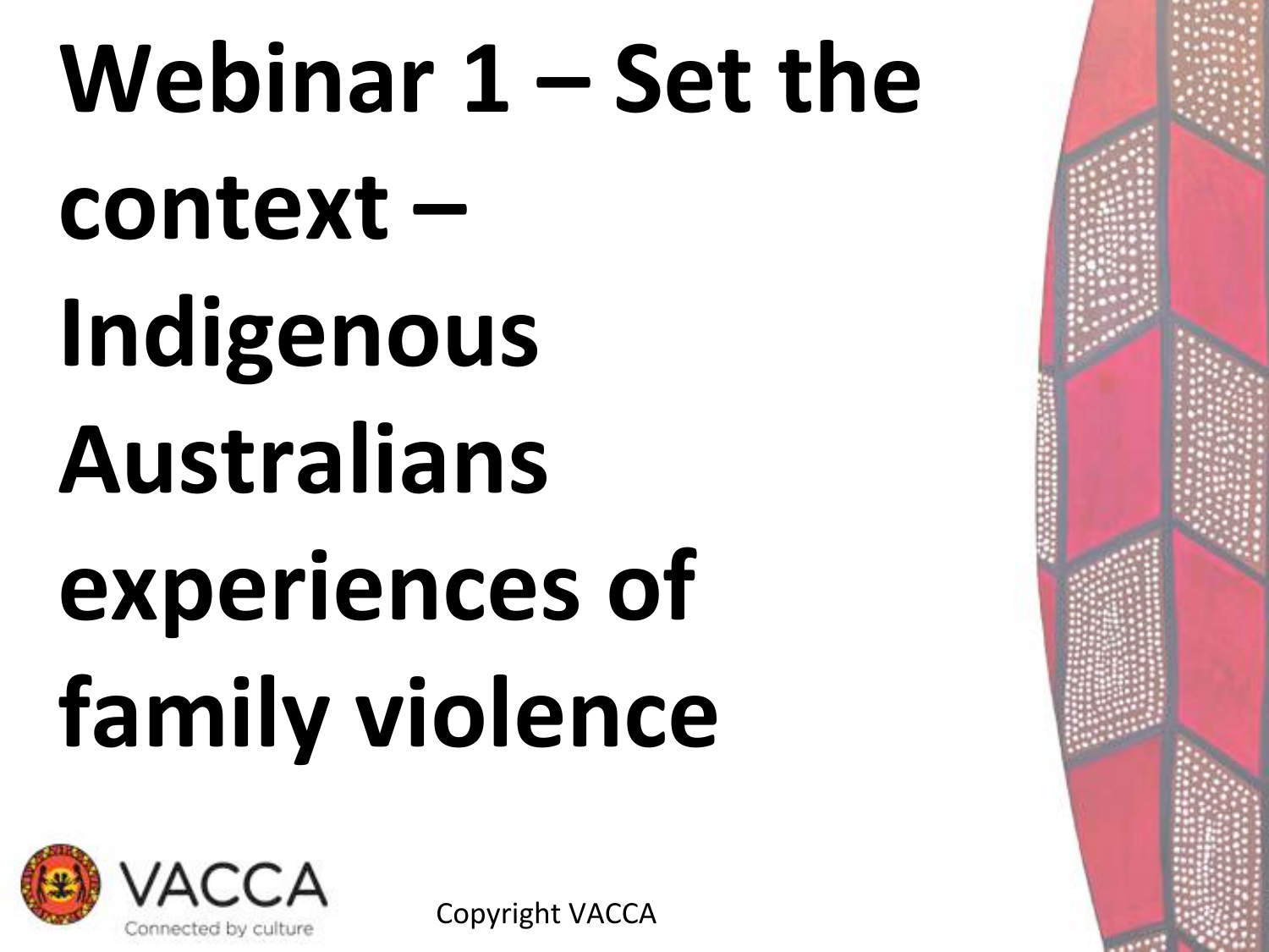# Webinar 1 – Set the context – Indigenous Australians experiences of family violence

VACCA

Connected by culture

Copyright VACCA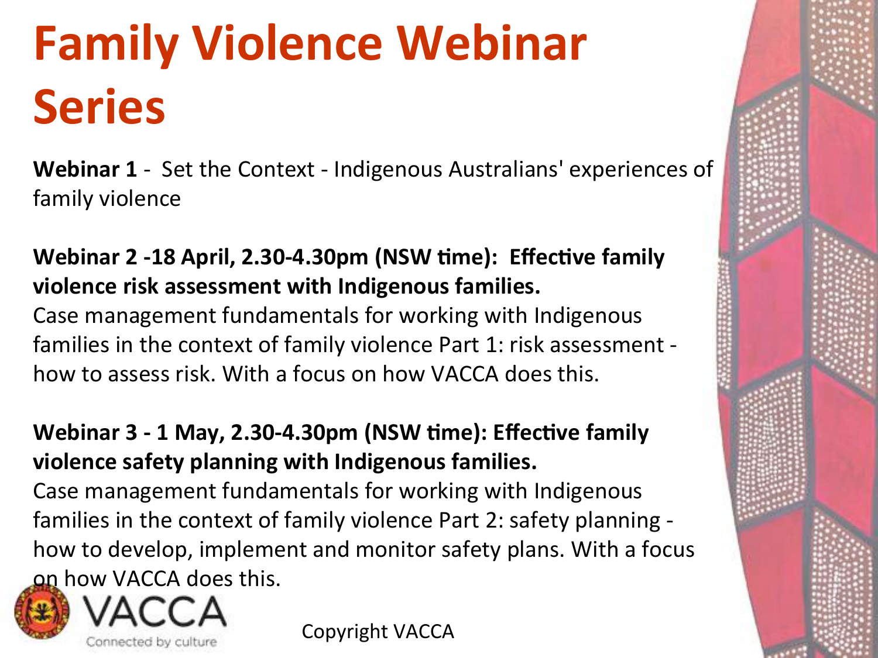# Family Violence Webinar Series

**Webinar 1** - Set the Context - Indigenous Australians' experiences of family violence

**Webinar 2 -18 April, 2.30-4.30pm (NSW time): Effective family violence risk assessment with Indigenous families.**
Case management fundamentals for working with Indigenous families in the context of family violence Part 1: risk assessment - how to assess risk. With a focus on how VACCA does this.

**Webinar 3 - 1 May, 2.30-4.30pm (NSW time): Effective family violence safety planning with Indigenous families.**
Case management fundamentals for working with Indigenous families in the context of family violence Part 2: safety planning - how to develop, implement and monitor safety plans. With a focus on how VACCA does this.

VACCA
Connected by culture

Copyright VACCA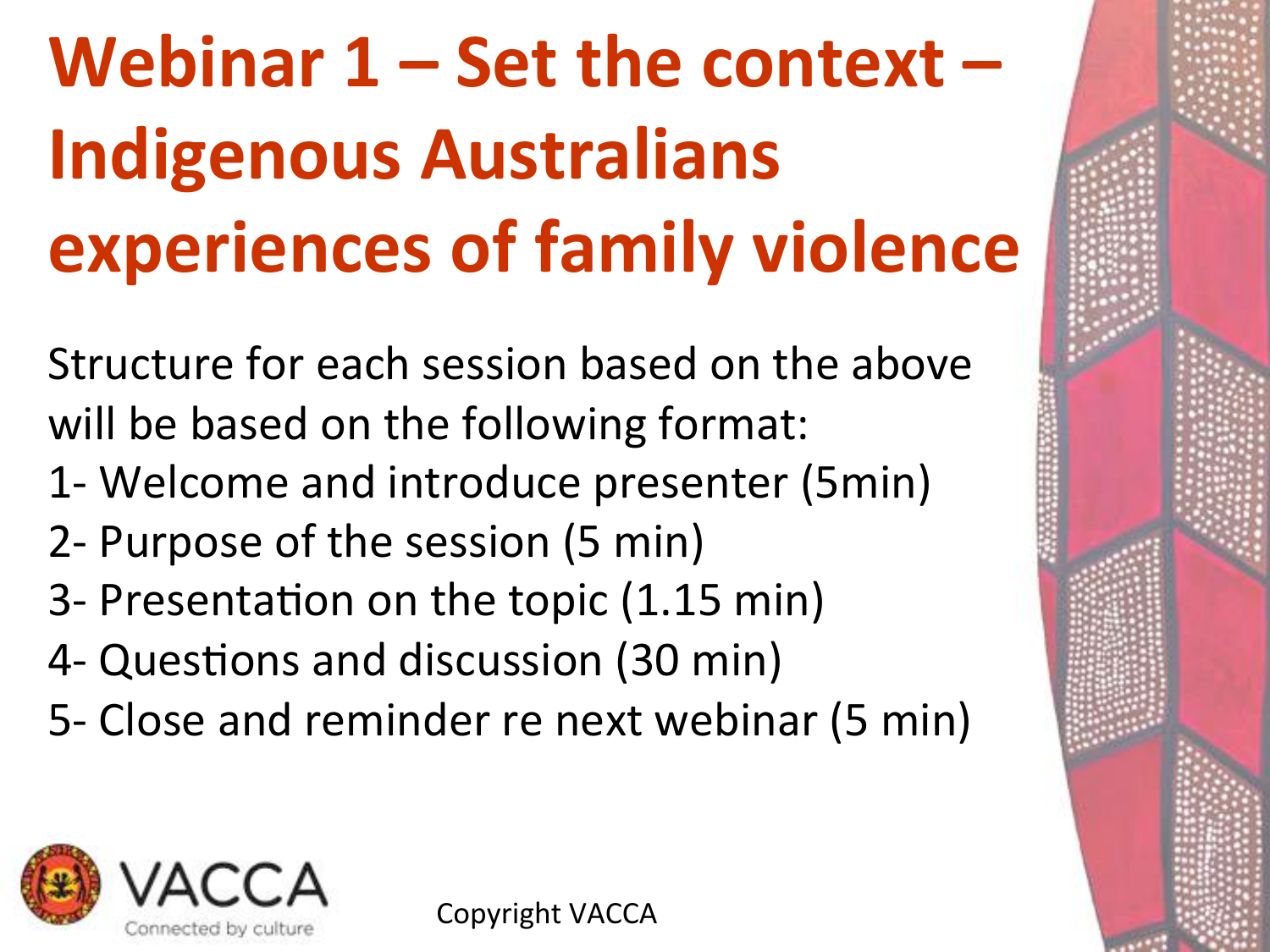# Webinar 1 – Set the context – Indigenous Australians experiences of family violence

Structure for each session based on the above will be based on the following format:

1- Welcome and introduce presenter (5min)
2- Purpose of the session (5 min)
3- Presentation on the topic (1.15 min)
4- Questions and discussion (30 min)
5- Close and reminder re next webinar (5 min)

VACCA
Connected by culture

Copyright VACCA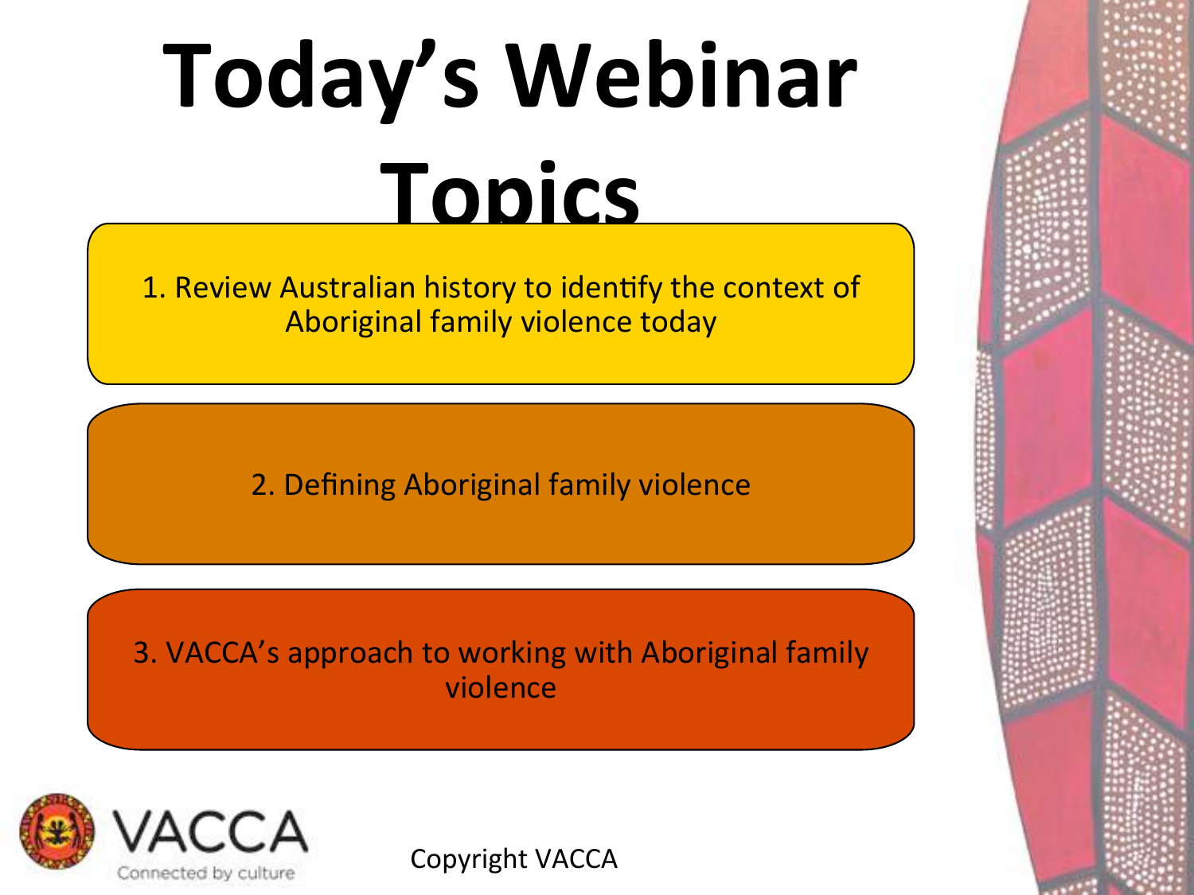# Today's Webinar Topics

1. Review Australian history to identify the context of Aboriginal family violence today

2. Defining Aboriginal family violence

3. VACCA's approach to working with Aboriginal family violence

VACCA
Connected by culture

Copyright VACCA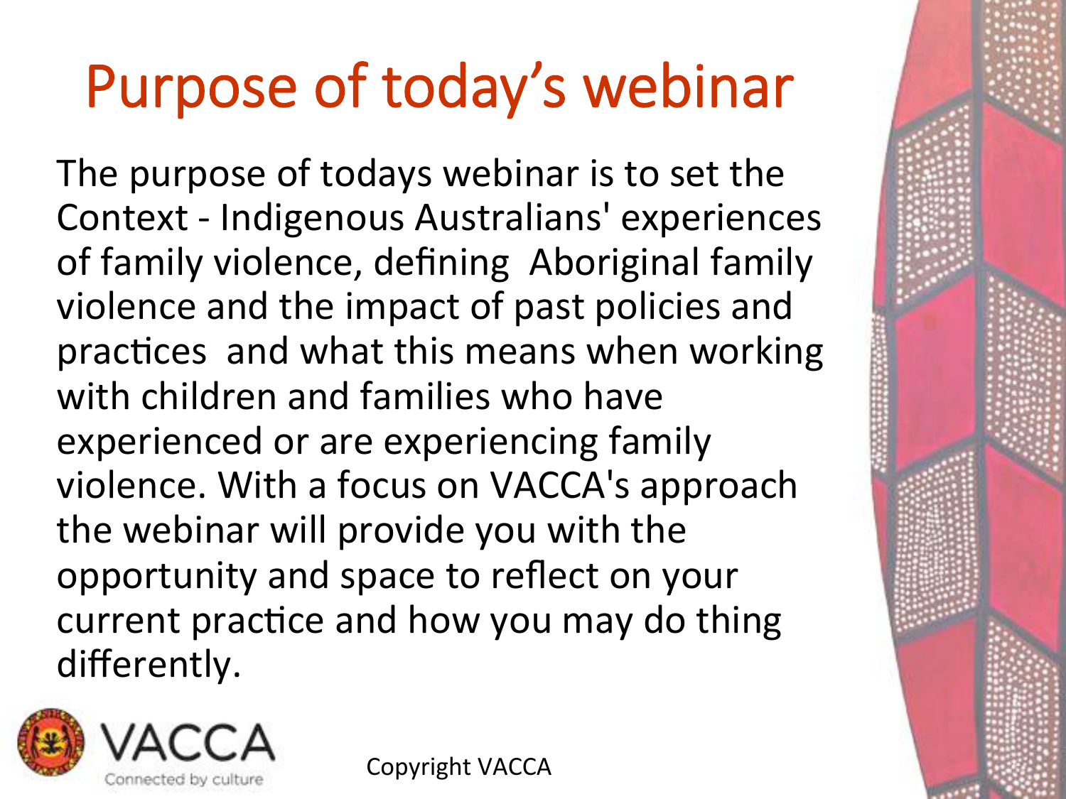# Purpose of today's webinar

The purpose of todays webinar is to set the Context - Indigenous Australians' experiences of family violence, defining Aboriginal family violence and the impact of past policies and practices and what this means when working with children and families who have experienced or are experiencing family violence. With a focus on VACCA's approach the webinar will provide you with the opportunity and space to reflect on your current practice and how you may do thing differently.

VACCA
Connected by culture

Copyright VACCA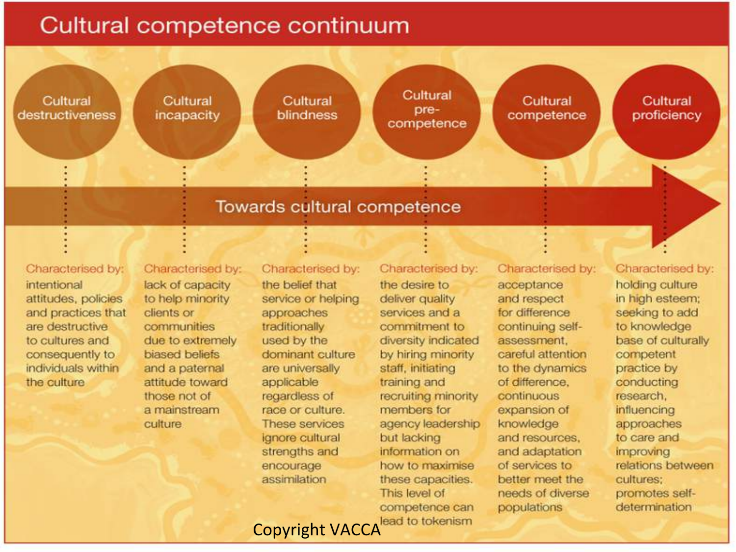# Cultural competence continuum

**Towards cultural competence**

| Cultural destructiveness | Cultural incapacity | Cultural blindness | Cultural pre-competence | Cultural competence | Cultural proficiency |
|---|---|---|---|---|---|
| Characterised by: intentional attitudes, policies and practices that are destructive to cultures and consequently to individuals within the culture | Characterised by: lack of capacity to help minority clients or communities due to extremely biased beliefs and a paternal attitude toward those not of a mainstream culture | Characterised by: the belief that service or helping approaches traditionally used by the dominant culture are universally applicable regardless of race or culture. These services ignore cultural strengths and encourage assimilation | Characterised by: the desire to deliver quality services and a commitment to diversity indicated by hiring minority staff, initiating training and recruiting minority members for agency leadership but lacking information on how to maximise these capacities. This level of competence can lead to tokenism | Characterised by: acceptance and respect for difference continuing self-assessment, careful attention to the dynamics of difference, continuous expansion of knowledge and resources, and adaptation of services to better meet the needs of diverse populations | Characterised by: holding culture in high esteem; seeking to add to knowledge base of culturally competent practice by conducting research, influencing approaches to care and improving relations between cultures; promotes self-determination |

Copyright VACCA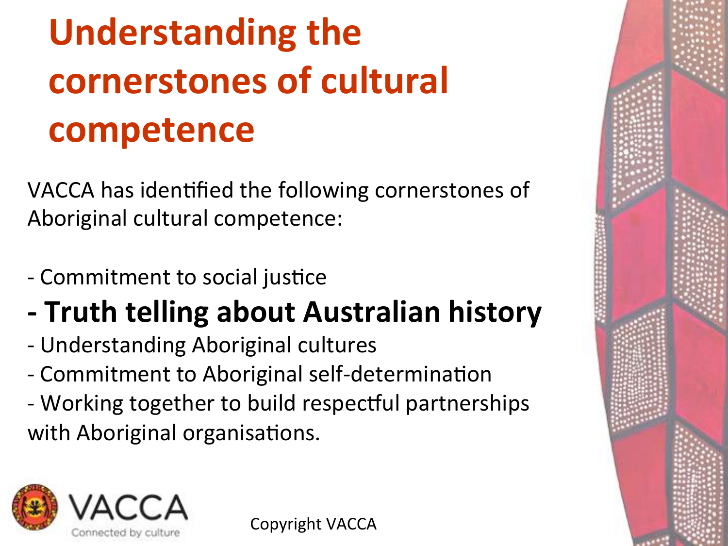# Understanding the cornerstones of cultural competence

VACCA has identified the following cornerstones of Aboriginal cultural competence:

- Commitment to social justice
- **Truth telling about Australian history**
- Understanding Aboriginal cultures
- Commitment to Aboriginal self-determination
- Working together to build respectful partnerships with Aboriginal organisations.

VACCA Connected by culture

Copyright VACCA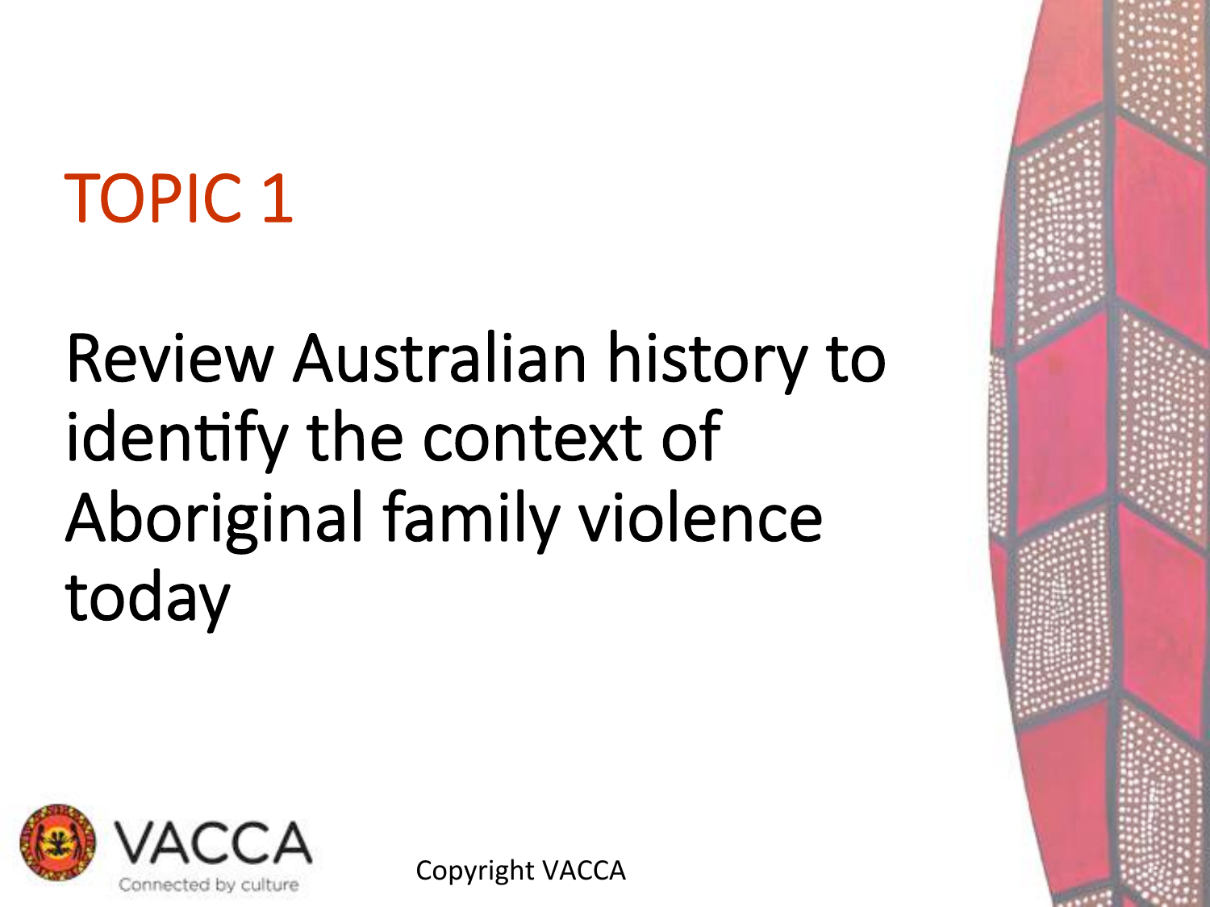# TOPIC 1

## Review Australian history to identify the context of Aboriginal family violence today

VACCA
Connected by culture

Copyright VACCA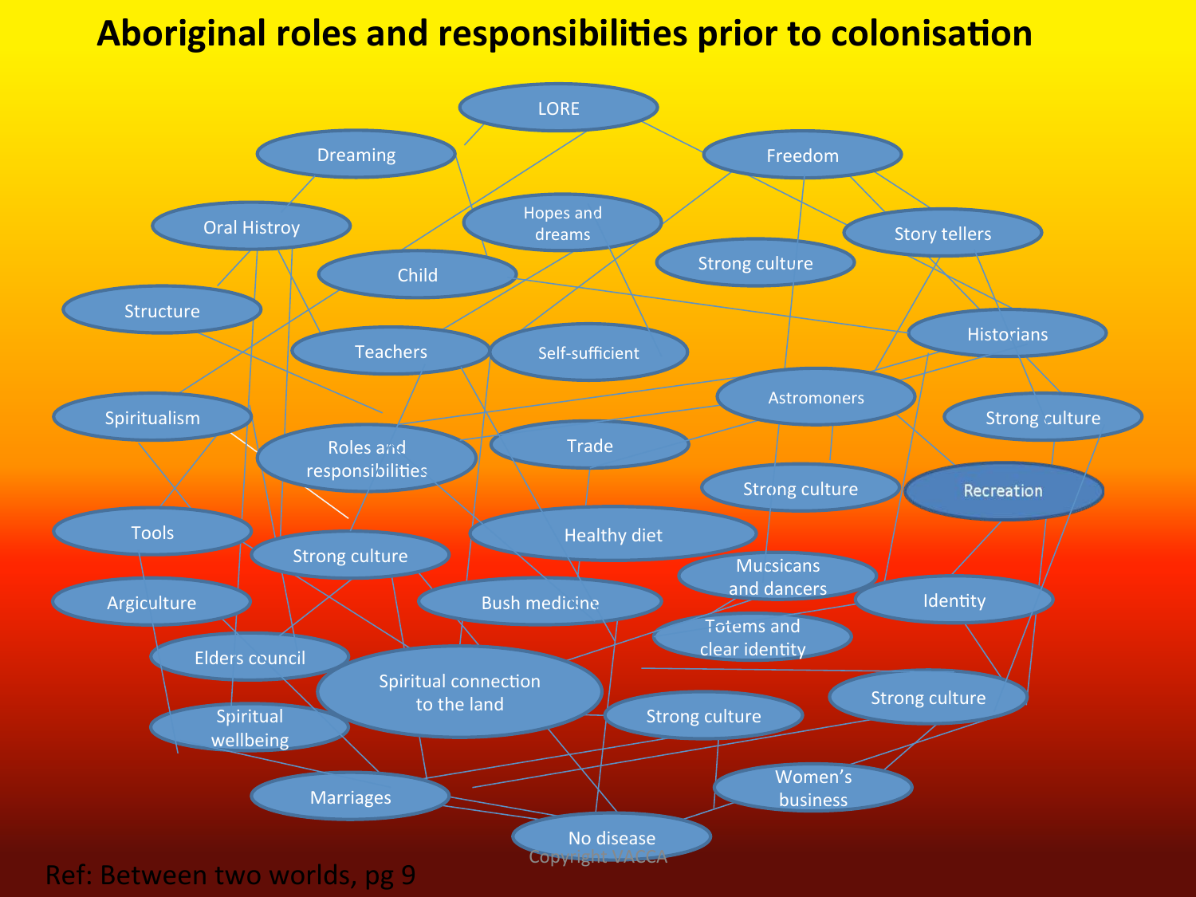# Aboriginal roles and responsibilities prior to colonisation

- LORE
- Dreaming
- Freedom
- Oral Histroy
- Hopes and dreams
- Story tellers
- Strong culture
- Child
- Structure
- Historians
- Teachers
- Self-sufficient
- Astromoners
- Spiritualism
- Strong culture
- Roles and responsibilities
- Trade
- Strong culture
- Recreation
- Tools
- Healthy diet
- Strong culture
- Mucsicans and dancers
- Argiculture
- Bush medicine
- Identity
- Totems and clear identity
- Elders council
- Spiritual connection to the land
- Strong culture
- Spiritual wellbeing
- Strong culture
- Women's business
- Marriages
- No disease

Copyright VACCA

Ref: Between two worlds, pg 9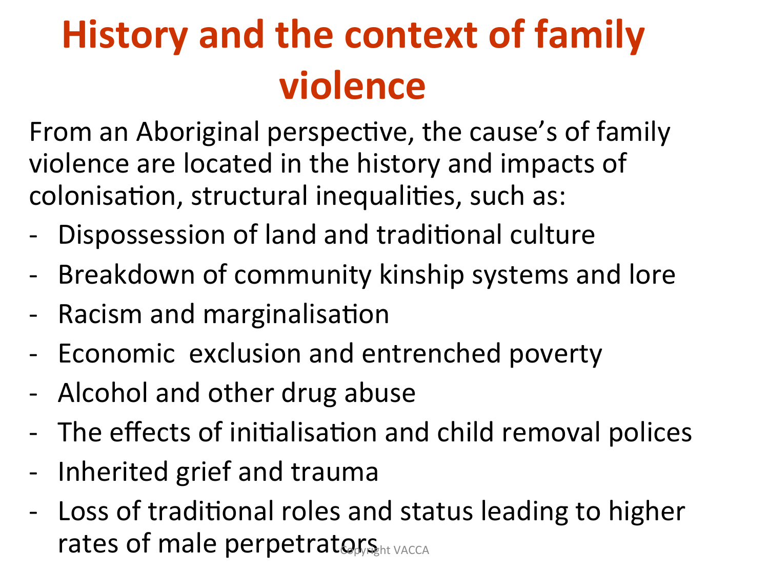# History and the context of family violence

From an Aboriginal perspective, the cause's of family violence are located in the history and impacts of colonisation, structural inequalities, such as:

- Dispossession of land and traditional culture
- Breakdown of community kinship systems and lore
- Racism and marginalisation
- Economic  exclusion and entrenched poverty
- Alcohol and other drug abuse
- The effects of initialisation and child removal polices
- Inherited grief and trauma
- Loss of traditional roles and status leading to higher rates of male perpetrators

Copyright VACCA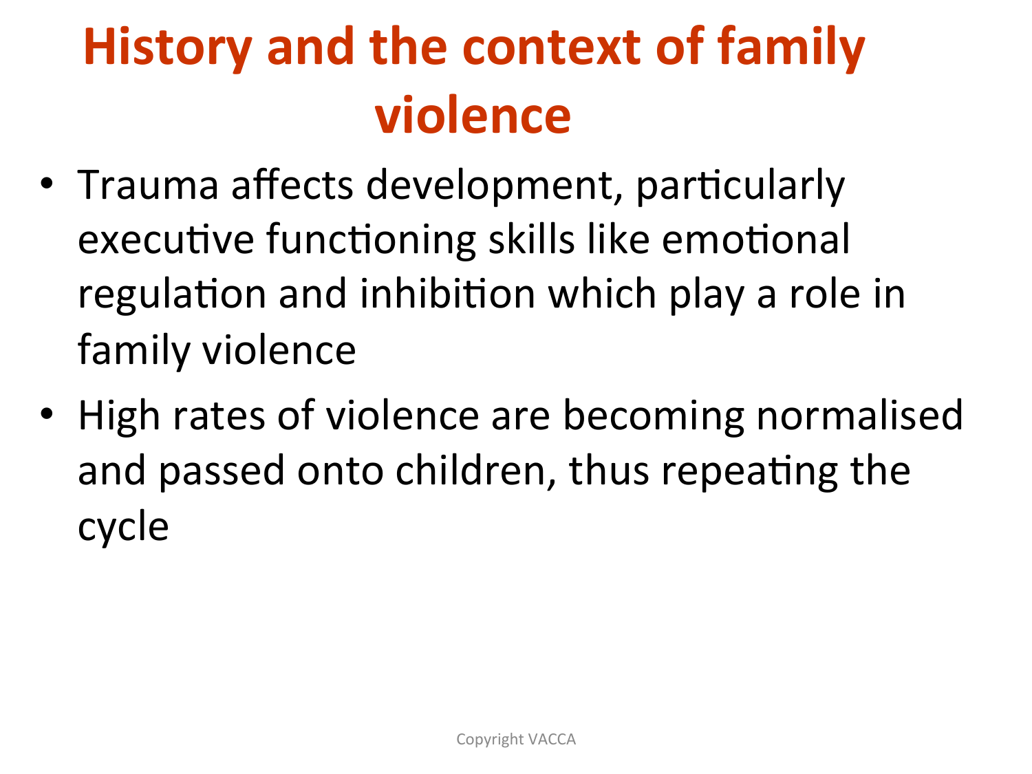# History and the context of family violence

- Trauma affects development, particularly executive functioning skills like emotional regulation and inhibition which play a role in family violence
- High rates of violence are becoming normalised and passed onto children, thus repeating the cycle

Copyright VACCA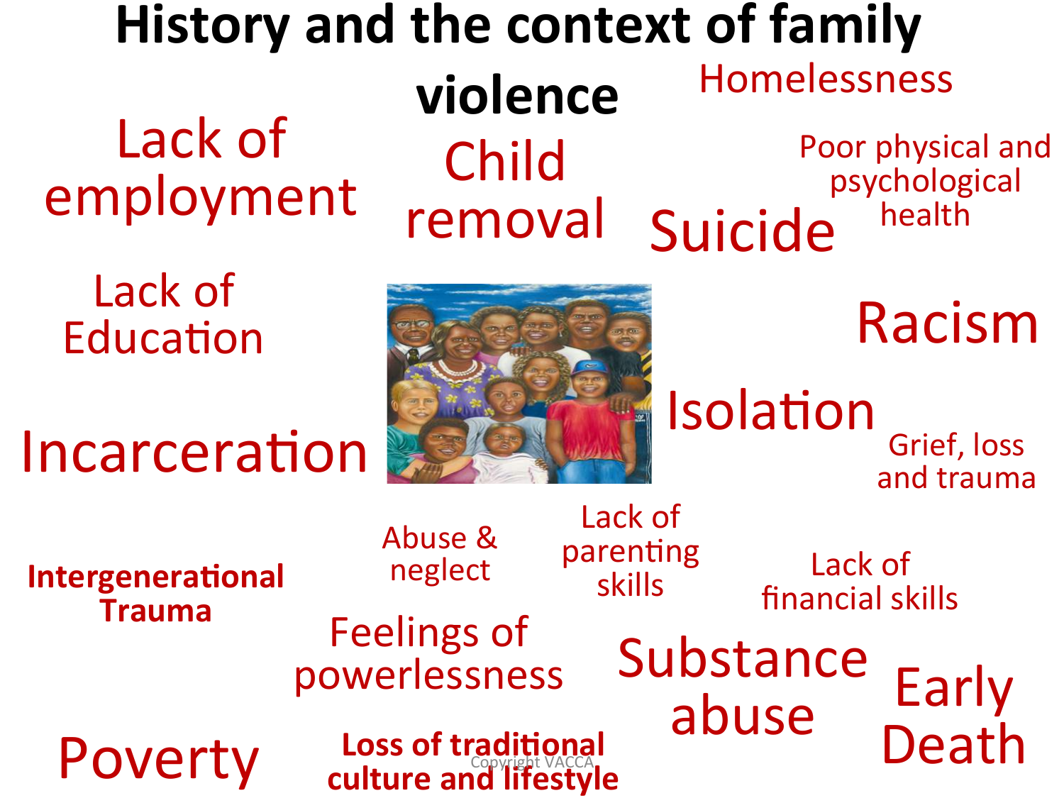# History and the context of family violence

- Lack of employment
- Child removal
- Homelessness
- Poor physical and psychological health
- Suicide
- Lack of Education
- Racism
- Isolation
- Incarceration
- Grief, loss and trauma
- **Intergenerational Trauma**
- Abuse & neglect
- Lack of parenting skills
- Lack of financial skills
- Feelings of powerlessness
- Substance abuse
- Early Death
- Poverty
- **Loss of traditional culture and lifestyle**

Copyright VACCA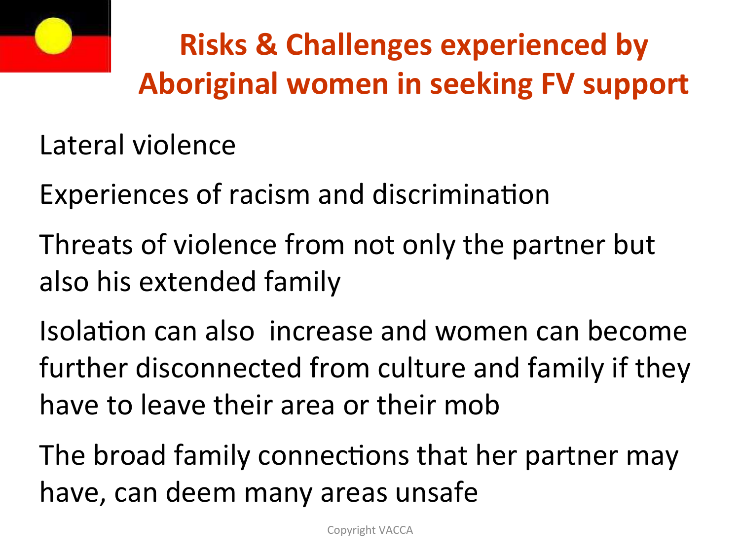# Risks & Challenges experienced by Aboriginal women in seeking FV support

Lateral violence

Experiences of racism and discrimination

Threats of violence from not only the partner but also his extended family

Isolation can also increase and women can become further disconnected from culture and family if they have to leave their area or their mob

The broad family connections that her partner may have, can deem many areas unsafe

Copyright VACCA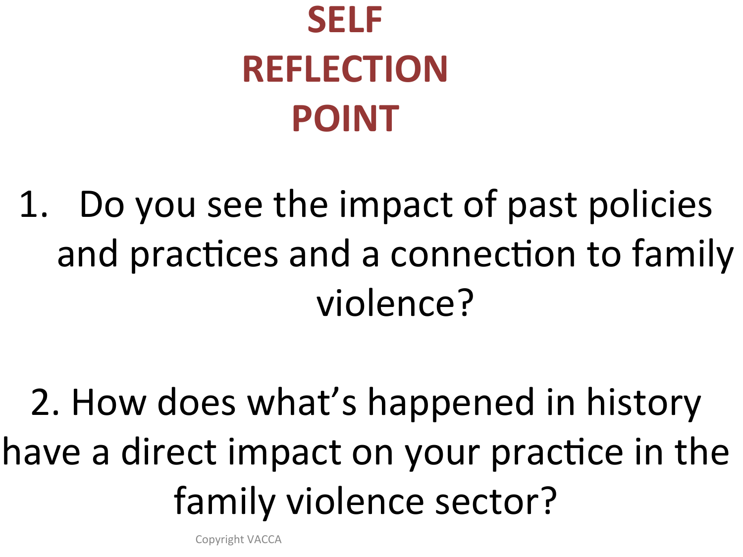# SELF REFLECTION POINT

1. Do you see the impact of past policies and practices and a connection to family violence?

2. How does what's happened in history have a direct impact on your practice in the family violence sector?

Copyright VACCA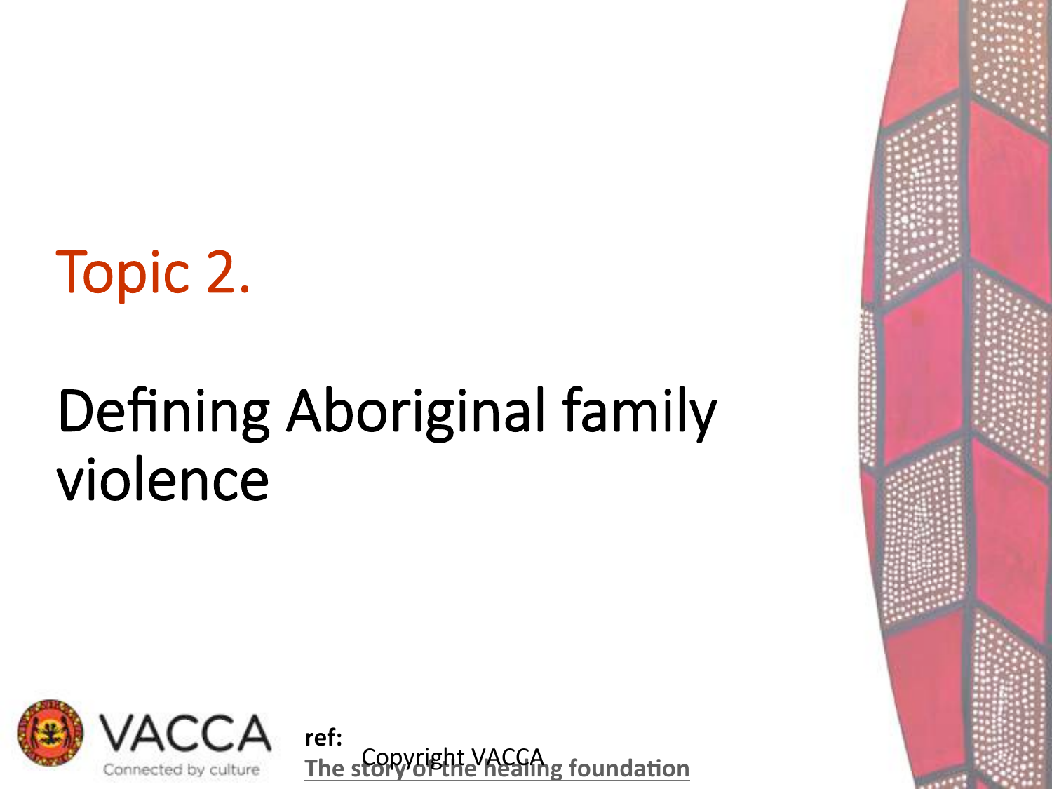# Topic 2.

## Defining Aboriginal family violence

**ref:**
**The story of the healing foundation**

Copyright VACCA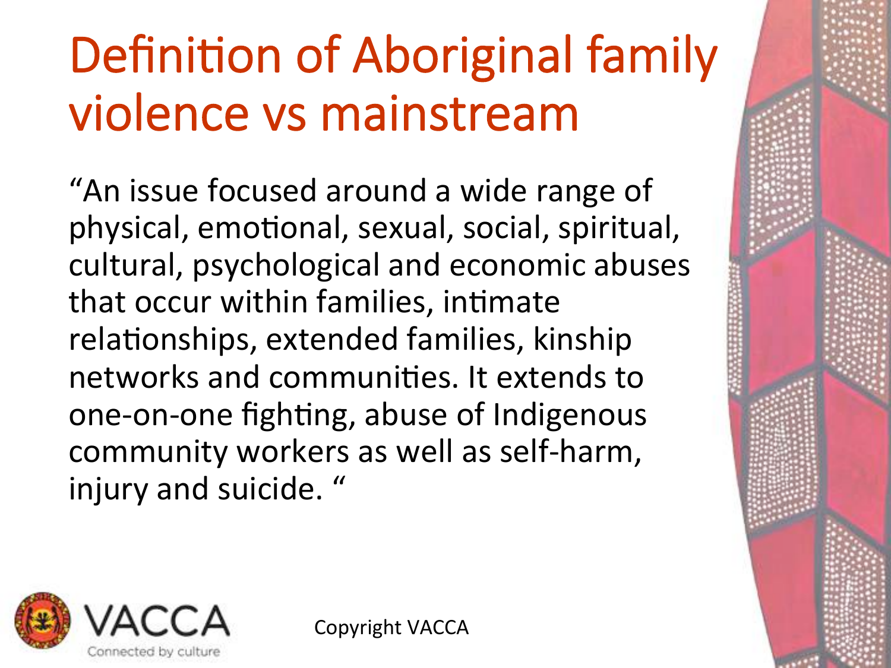# Definition of Aboriginal family violence vs mainstream

"An issue focused around a wide range of physical, emotional, sexual, social, spiritual, cultural, psychological and economic abuses that occur within families, intimate relationships, extended families, kinship networks and communities. It extends to one-on-one fighting, abuse of Indigenous community workers as well as self-harm, injury and suicide. "

VACCA
Connected by culture

Copyright VACCA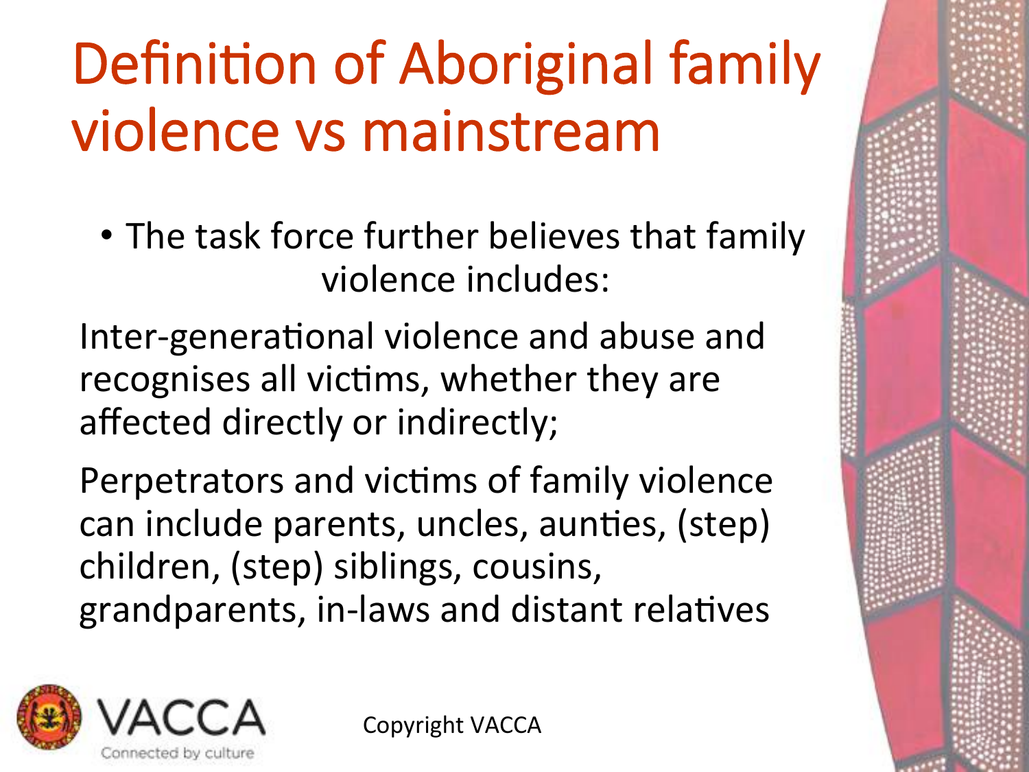# Definition of Aboriginal family violence vs mainstream

- The task force further believes that family violence includes:

Inter-generational violence and abuse and recognises all victims, whether they are affected directly or indirectly;

Perpetrators and victims of family violence can include parents, uncles, aunties, (step) children, (step) siblings, cousins, grandparents, in-laws and distant relatives

VACCA
Connected by culture

Copyright VACCA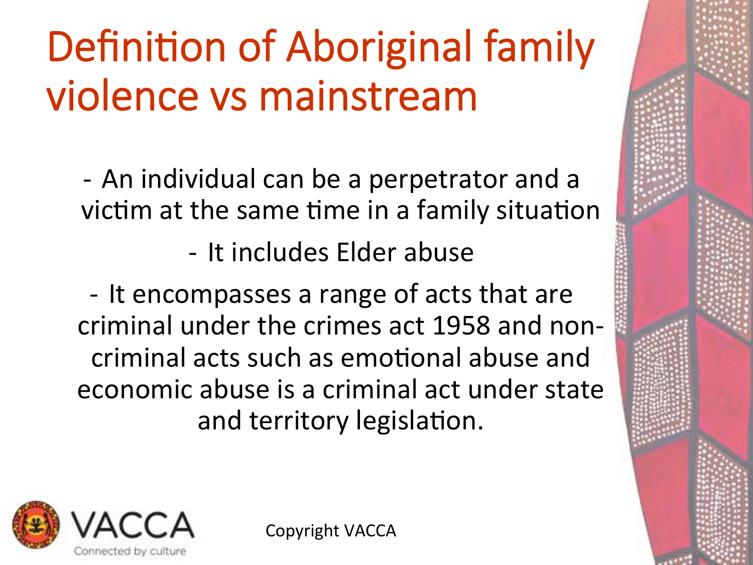# Definition of Aboriginal family violence vs mainstream

- An individual can be a perpetrator and a victim at the same time in a family situation
- It includes Elder abuse
- It encompasses a range of acts that are criminal under the crimes act 1958 and non-criminal acts such as emotional abuse and economic abuse is a criminal act under state and territory legislation.

VACCA
Connected by culture

Copyright VACCA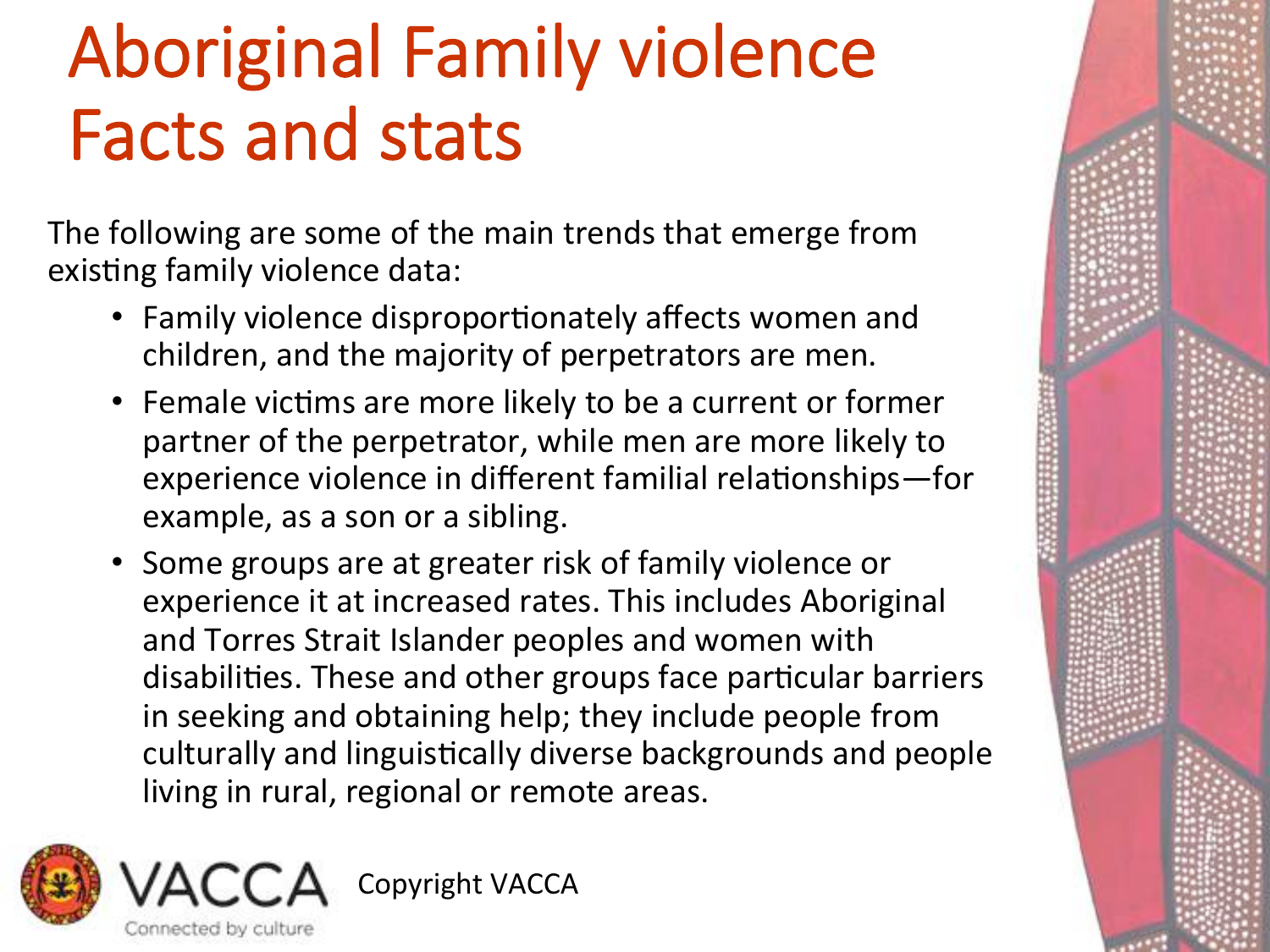# Aboriginal Family violence Facts and stats

The following are some of the main trends that emerge from existing family violence data:

- Family violence disproportionately affects women and children, and the majority of perpetrators are men.
- Female victims are more likely to be a current or former partner of the perpetrator, while men are more likely to experience violence in different familial relationships—for example, as a son or a sibling.
- Some groups are at greater risk of family violence or experience it at increased rates. This includes Aboriginal and Torres Strait Islander peoples and women with disabilities. These and other groups face particular barriers in seeking and obtaining help; they include people from culturally and linguistically diverse backgrounds and people living in rural, regional or remote areas.

VACCA Connected by culture

Copyright VACCA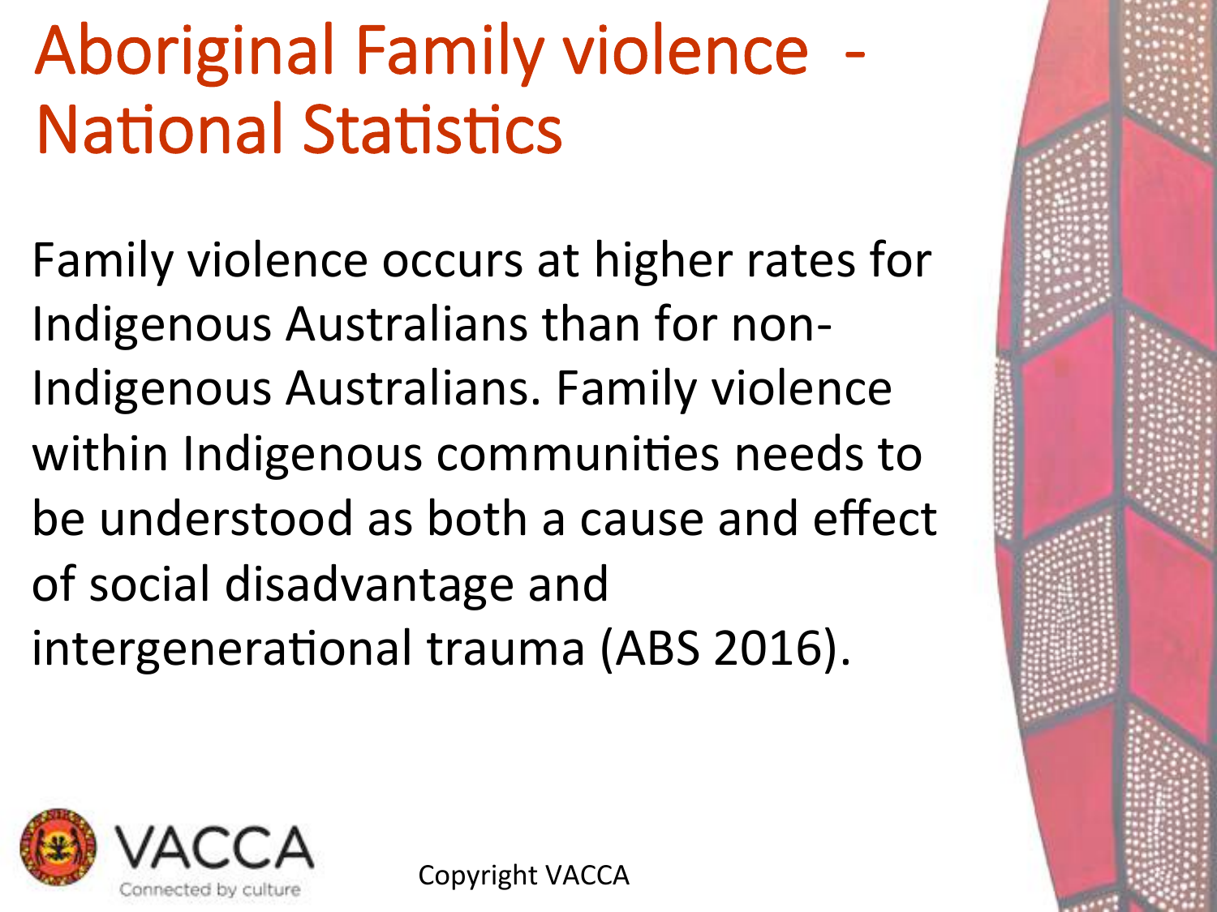# Aboriginal Family violence - National Statistics

Family violence occurs at higher rates for Indigenous Australians than for non-Indigenous Australians. Family violence within Indigenous communities needs to be understood as both a cause and effect of social disadvantage and intergenerational trauma (ABS 2016).

Copyright VACCA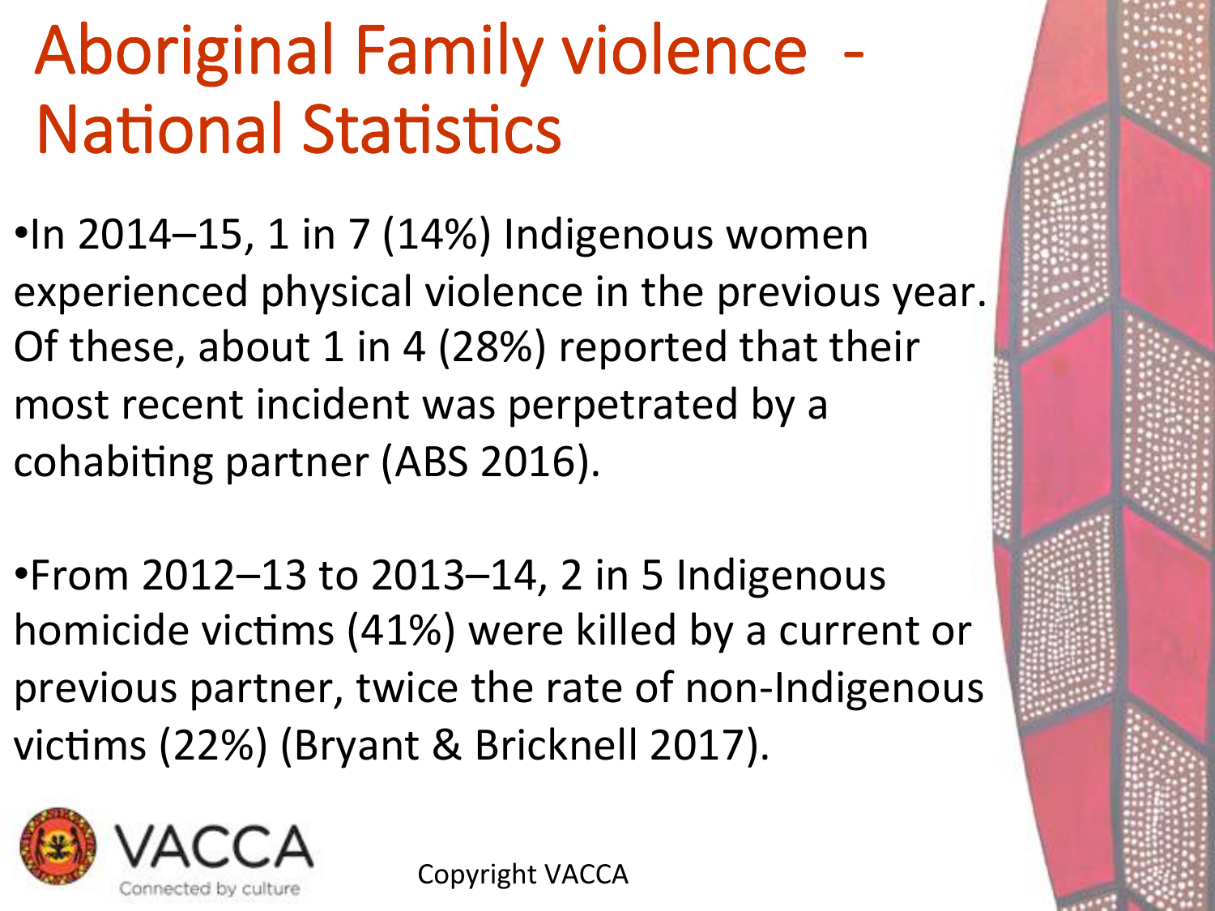# Aboriginal Family violence - National Statistics

- In 2014–15, 1 in 7 (14%) Indigenous women experienced physical violence in the previous year. Of these, about 1 in 4 (28%) reported that their most recent incident was perpetrated by a cohabiting partner (ABS 2016).

- From 2012–13 to 2013–14, 2 in 5 Indigenous homicide victims (41%) were killed by a current or previous partner, twice the rate of non-Indigenous victims (22%) (Bryant & Bricknell 2017).

VACCA
Connected by culture

Copyright VACCA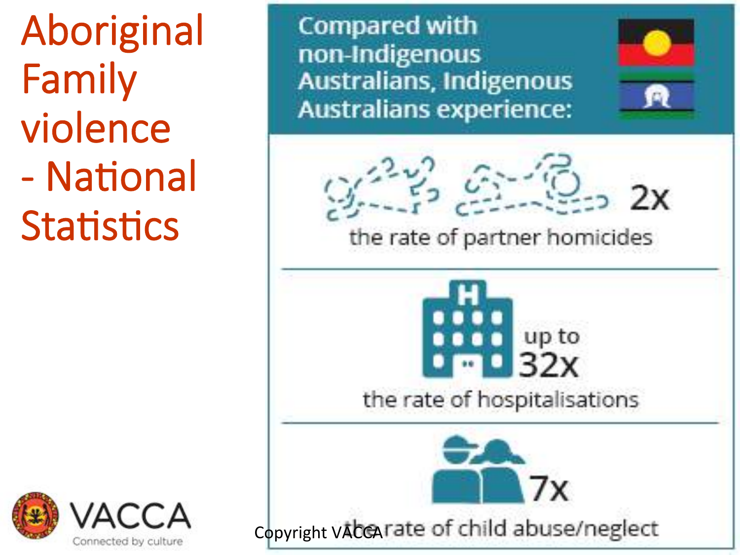# Aboriginal Family violence - National Statistics

Compared with non-Indigenous Australians, Indigenous Australians experience:

- **2x** the rate of partner homicides
- **up to 32x** the rate of hospitalisations
- **7x** the rate of child abuse/neglect

VACCA
Connected by culture

Copyright VACCA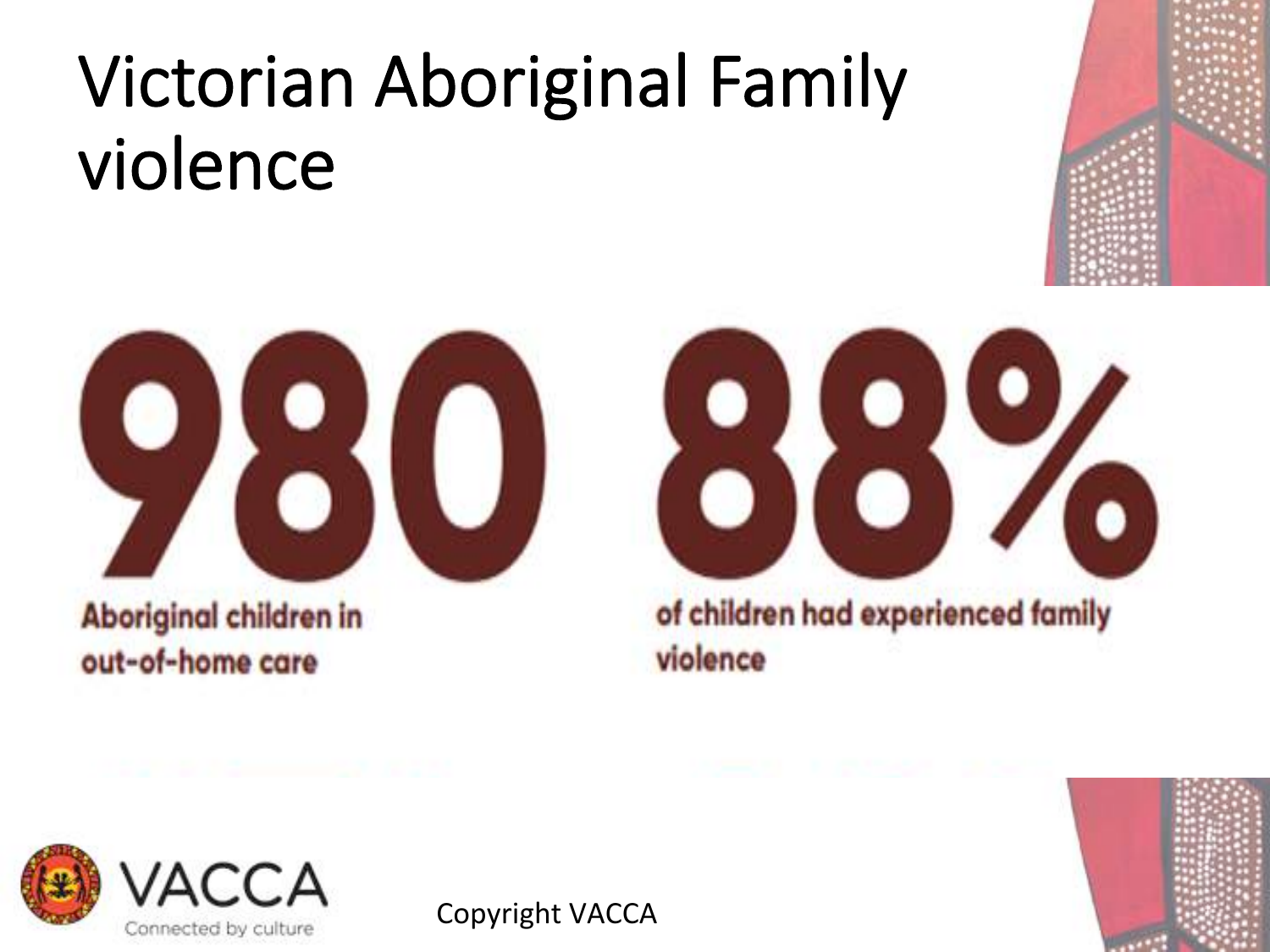# Victorian Aboriginal Family violence

**980**

**Aboriginal children in out-of-home care**

**88%**

**of children had experienced family violence**

VACCA
Connected by culture

Copyright VACCA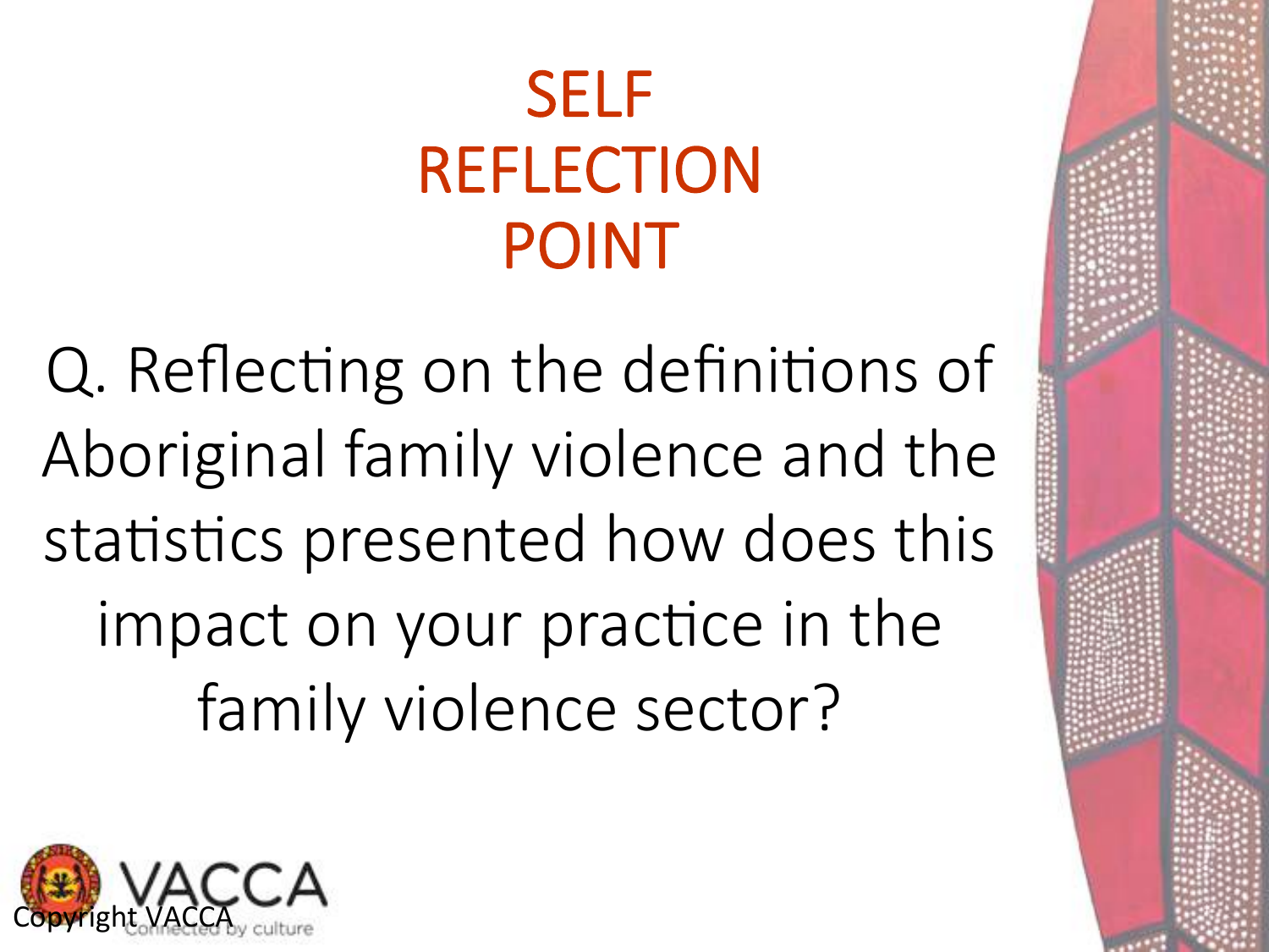# SELF REFLECTION POINT

Q. Reflecting on the definitions of Aboriginal family violence and the statistics presented how does this impact on your practice in the family violence sector?

Copyright VACCA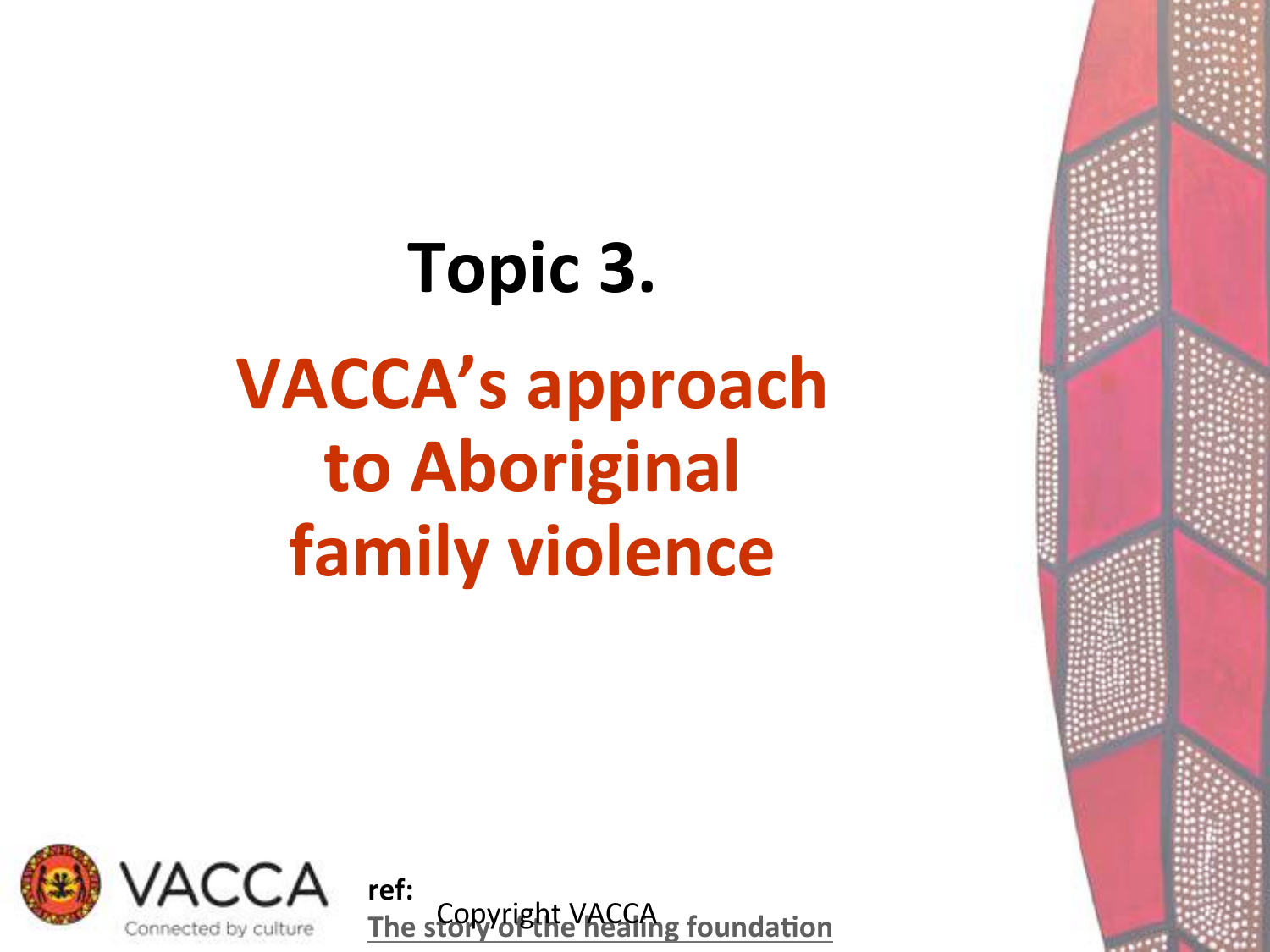# Topic 3.

## VACCA's approach to Aboriginal family violence

ref:

The story of the healing foundation

Copyright VACCA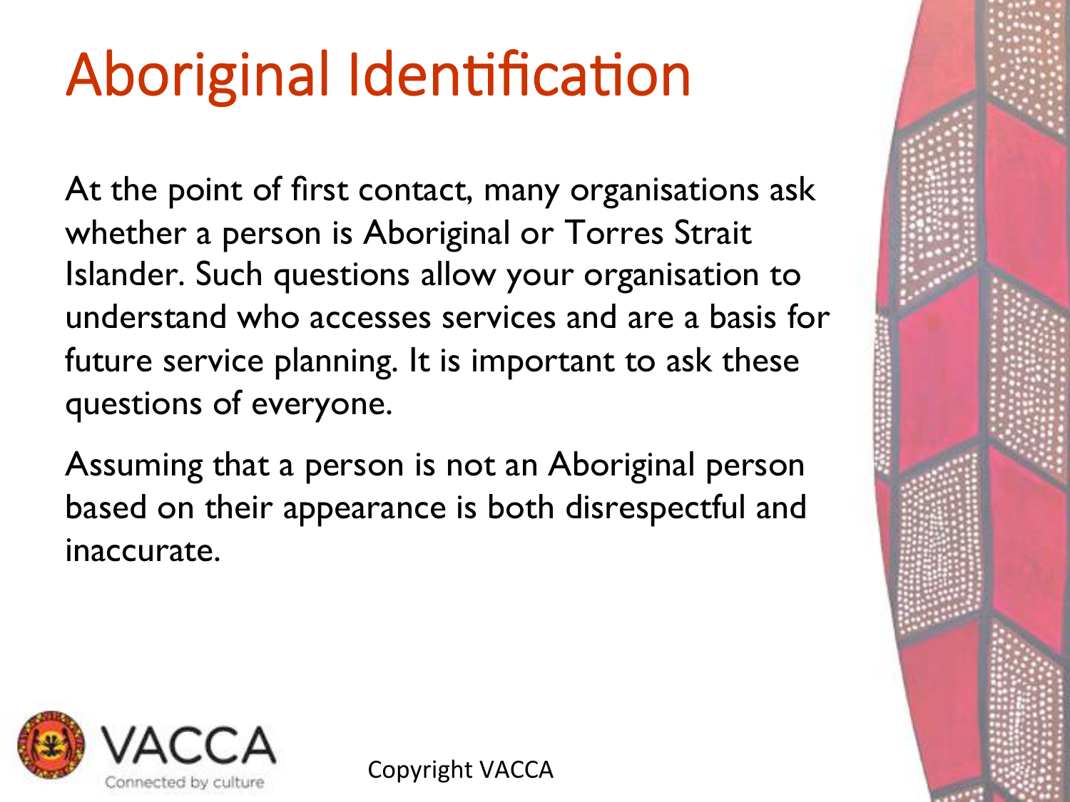# Aboriginal Identification

At the point of first contact, many organisations ask whether a person is Aboriginal or Torres Strait Islander. Such questions allow your organisation to understand who accesses services and are a basis for future service planning. It is important to ask these questions of everyone.

Assuming that a person is not an Aboriginal person based on their appearance is both disrespectful and inaccurate.

VACCA Connected by culture

Copyright VACCA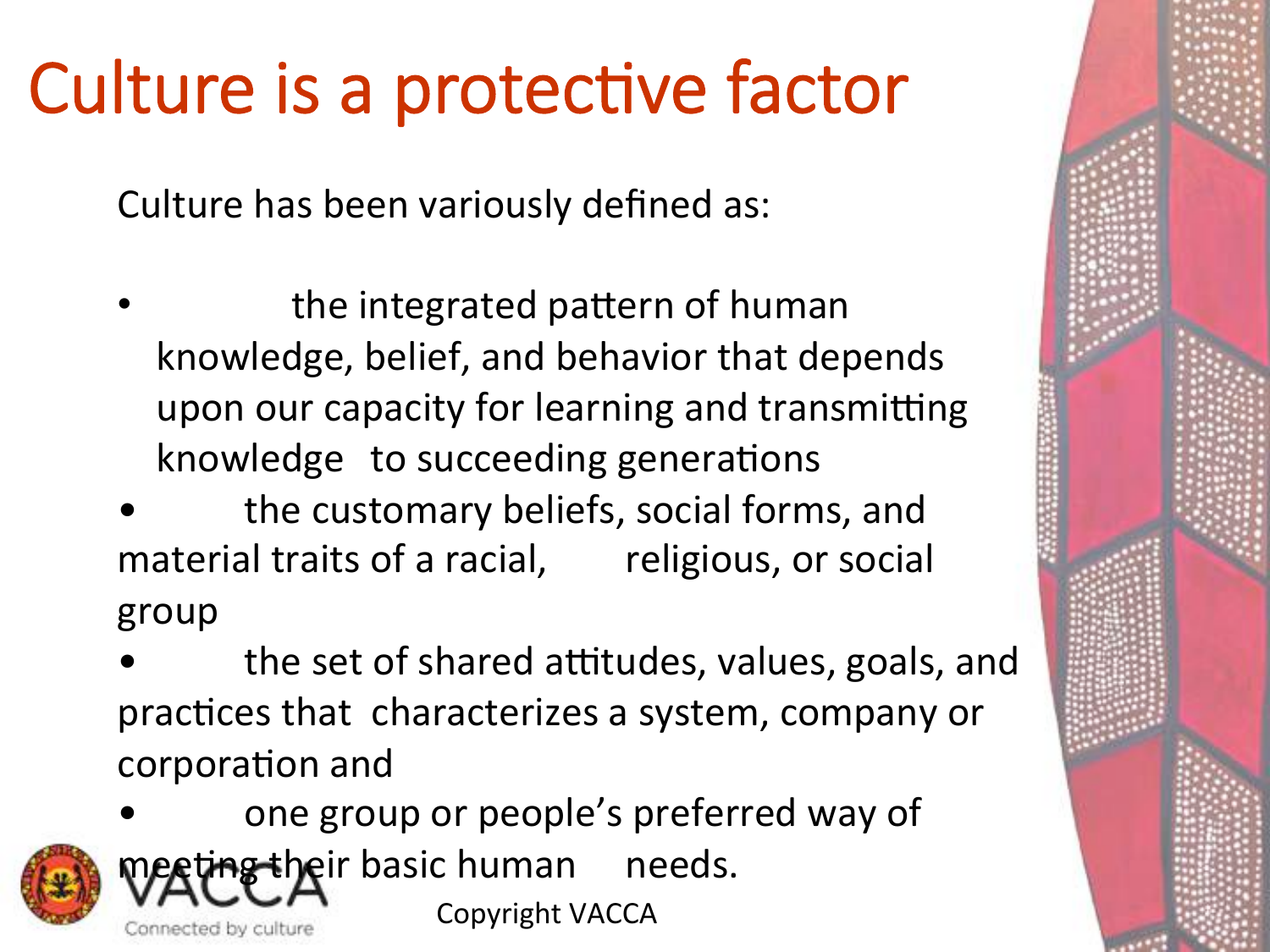# Culture is a protective factor

Culture has been variously defined as:

- the integrated pattern of human knowledge, belief, and behavior that depends upon our capacity for learning and transmitting knowledge to succeeding generations
- the customary beliefs, social forms, and material traits of a racial, religious, or social group
- the set of shared attitudes, values, goals, and practices that characterizes a system, company or corporation and
- one group or people's preferred way of meeting their basic human needs.

VACCA

Connected by culture

Copyright VACCA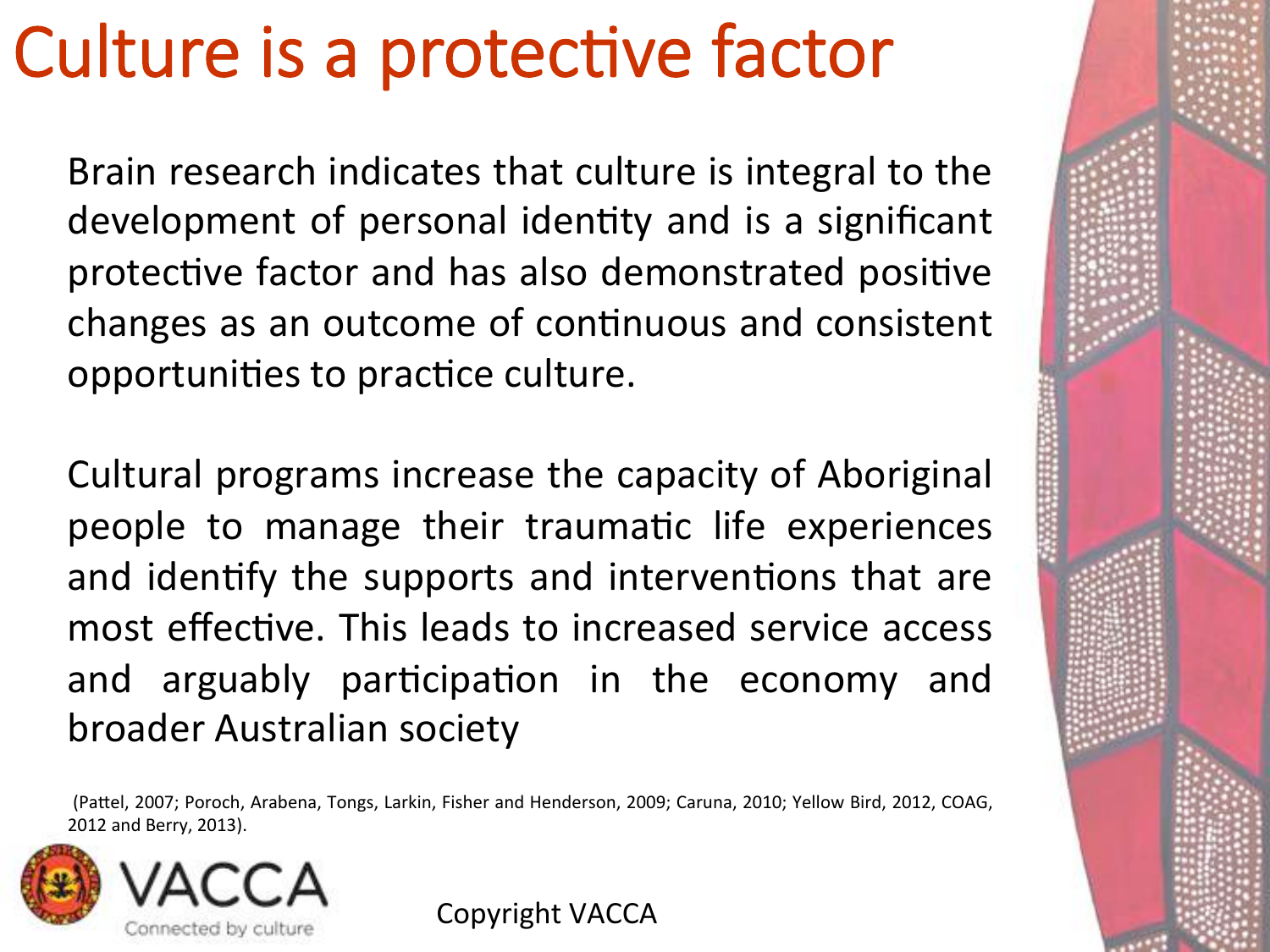# Culture is a protective factor

Brain research indicates that culture is integral to the development of personal identity and is a significant protective factor and has also demonstrated positive changes as an outcome of continuous and consistent opportunities to practice culture.

Cultural programs increase the capacity of Aboriginal people to manage their traumatic life experiences and identify the supports and interventions that are most effective. This leads to increased service access and arguably participation in the economy and broader Australian society

(Pattel, 2007; Poroch, Arabena, Tongs, Larkin, Fisher and Henderson, 2009; Caruna, 2010; Yellow Bird, 2012, COAG, 2012 and Berry, 2013).

VACCA
Connected by culture

Copyright VACCA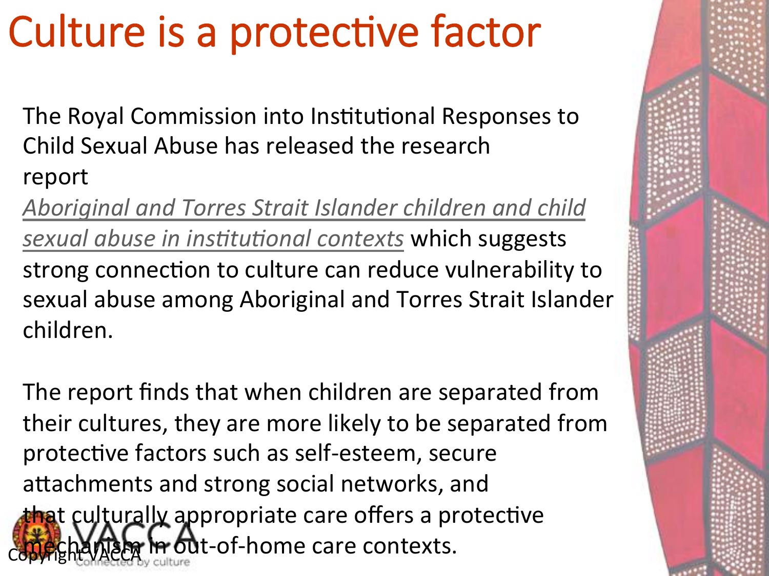# Culture is a protective factor

The Royal Commission into Institutional Responses to Child Sexual Abuse has released the research report *Aboriginal and Torres Strait Islander children and child sexual abuse in institutional contexts* which suggests strong connection to culture can reduce vulnerability to sexual abuse among Aboriginal and Torres Strait Islander children.

The report finds that when children are separated from their cultures, they are more likely to be separated from protective factors such as self-esteem, secure attachments and strong social networks, and that culturally appropriate care offers a protective mechanism in out-of-home care contexts.

Copyright VACCA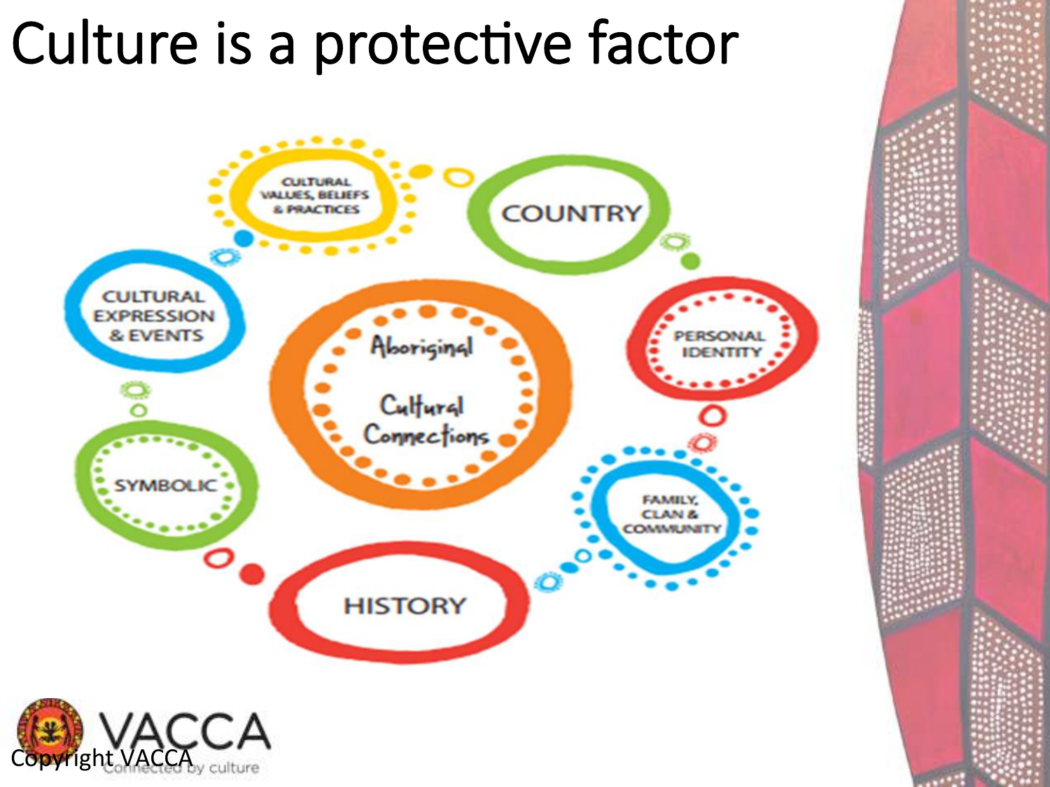# Culture is a protective factor

Aboriginal Cultural Connections

- CULTURAL VALUES, BELIEFS & PRACTICES
- COUNTRY
- PERSONAL IDENTITY
- FAMILY, CLAN & COMMUNITY
- HISTORY
- SYMBOLIC
- CULTURAL EXPRESSION & EVENTS

VACCA Connected by culture

Copyright VACCA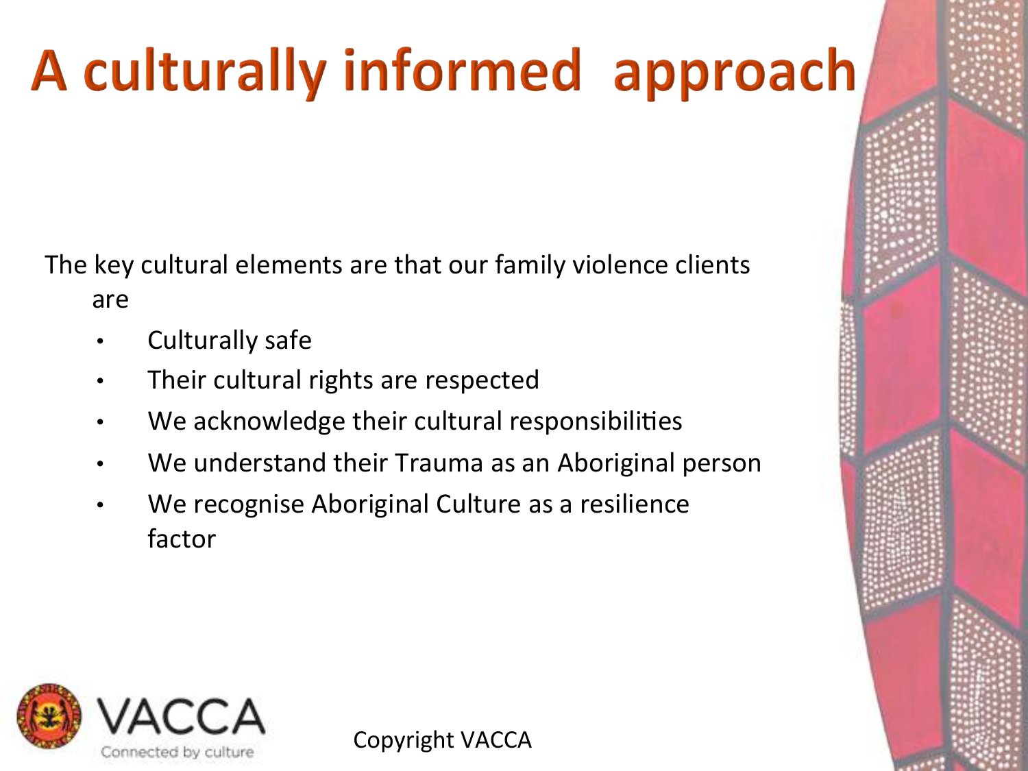# A culturally informed approach

The key cultural elements are that our family violence clients are

- Culturally safe
- Their cultural rights are respected
- We acknowledge their cultural responsibilities
- We understand their Trauma as an Aboriginal person
- We recognise Aboriginal Culture as a resilience factor

VACCA
Connected by culture

Copyright VACCA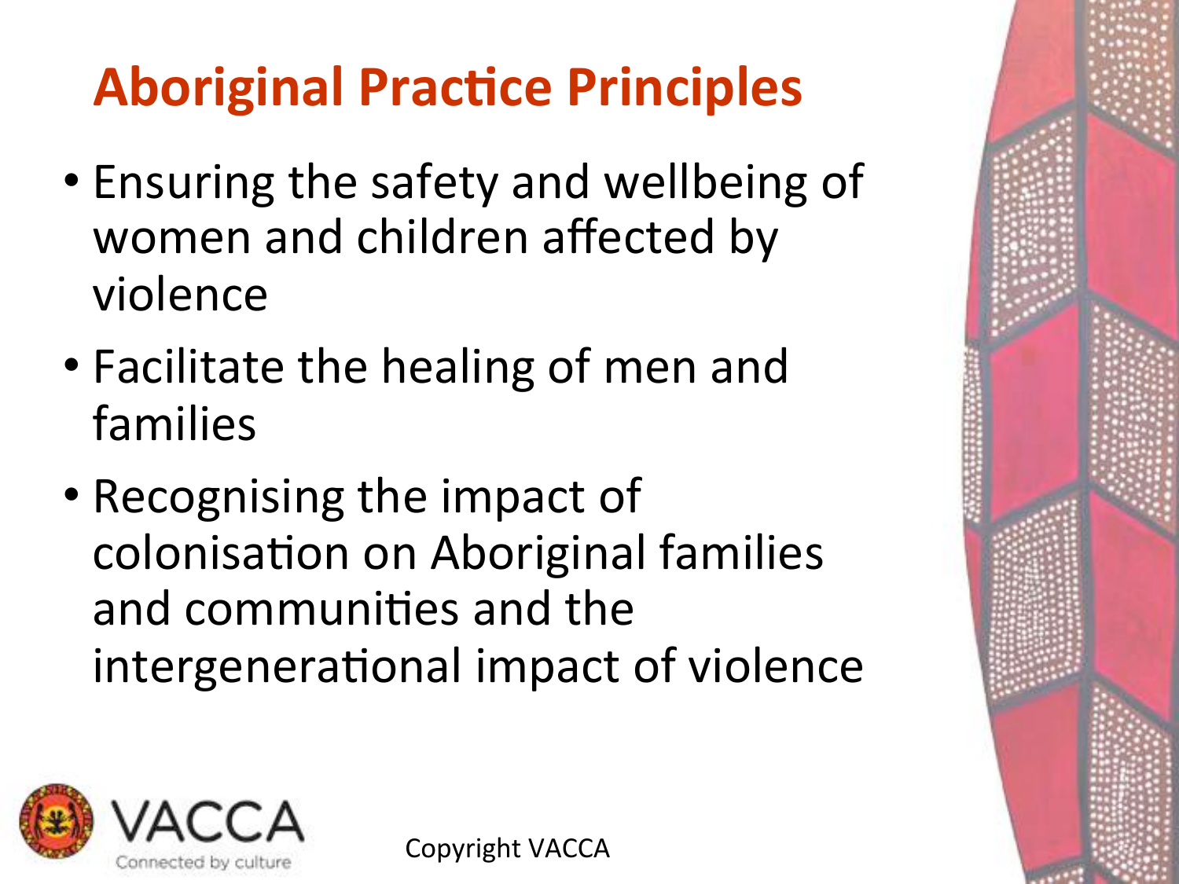# Aboriginal Practice Principles

- Ensuring the safety and wellbeing of women and children affected by violence
- Facilitate the healing of men and families
- Recognising the impact of colonisation on Aboriginal families and communities and the intergenerational impact of violence

Copyright VACCA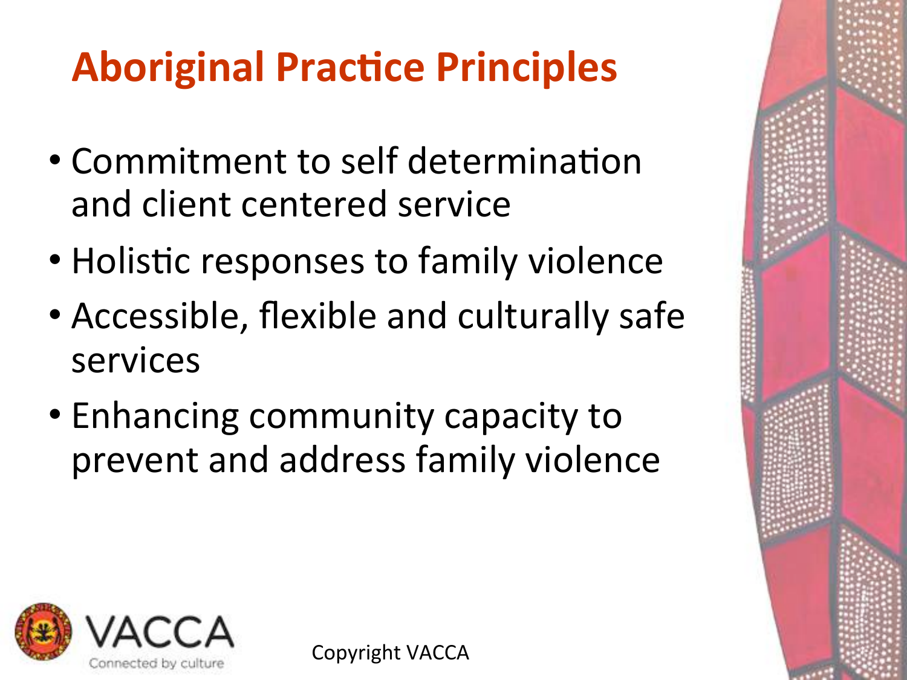# Aboriginal Practice Principles

- Commitment to self determination and client centered service
- Holistic responses to family violence
- Accessible, flexible and culturally safe services
- Enhancing community capacity to prevent and address family violence

VACCA
Connected by culture

Copyright VACCA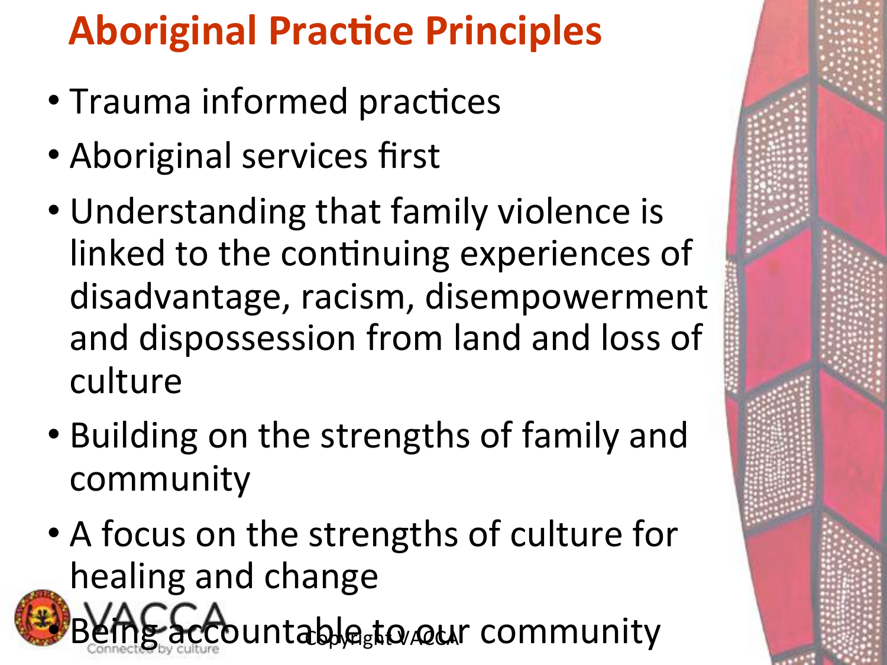# Aboriginal Practice Principles

- Trauma informed practices
- Aboriginal services first
- Understanding that family violence is linked to the continuing experiences of disadvantage, racism, disempowerment and dispossession from land and loss of culture
- Building on the strengths of family and community
- A focus on the strengths of culture for healing and change
- Being accountable to our community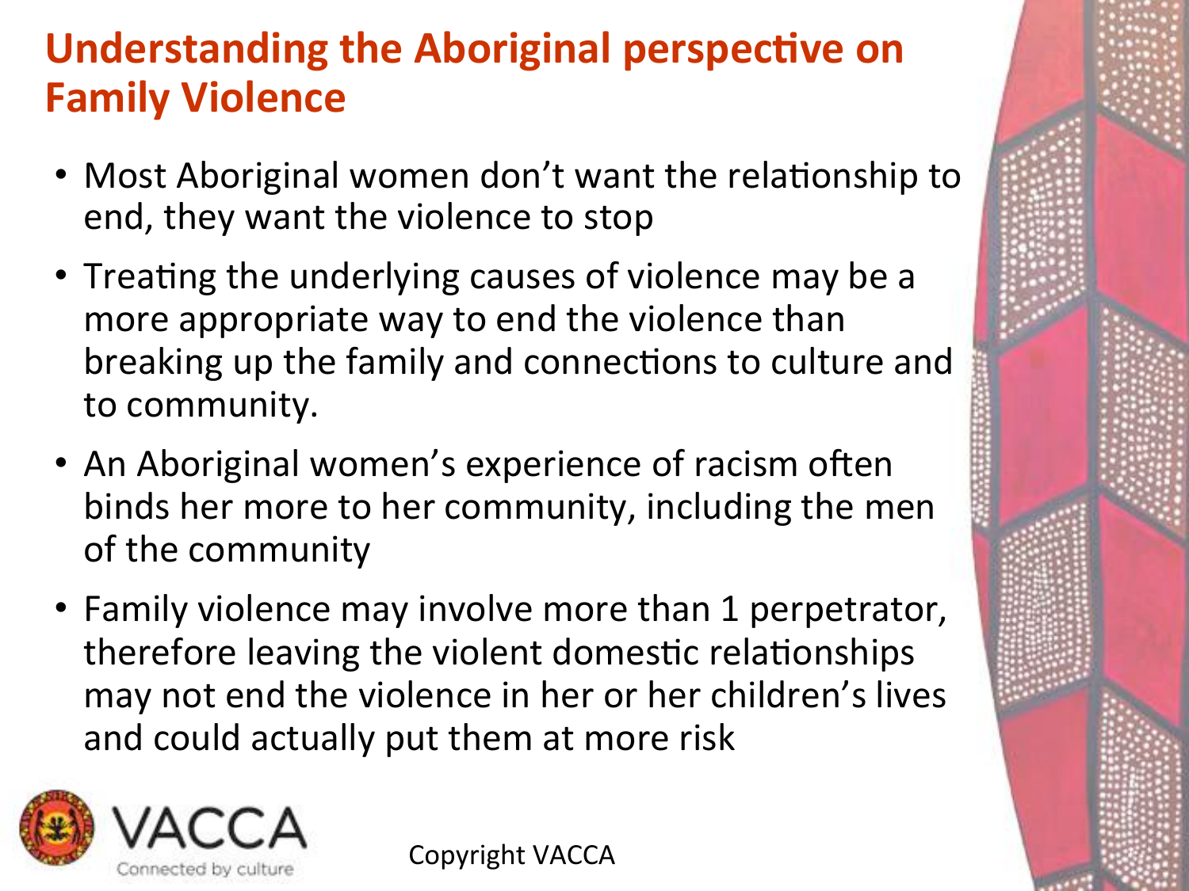# Understanding the Aboriginal perspective on Family Violence

- Most Aboriginal women don't want the relationship to end, they want the violence to stop
- Treating the underlying causes of violence may be a more appropriate way to end the violence than breaking up the family and connections to culture and to community.
- An Aboriginal women's experience of racism often binds her more to her community, including the men of the community
- Family violence may involve more than 1 perpetrator, therefore leaving the violent domestic relationships may not end the violence in her or her children's lives and could actually put them at more risk

VACCA Connected by culture

Copyright VACCA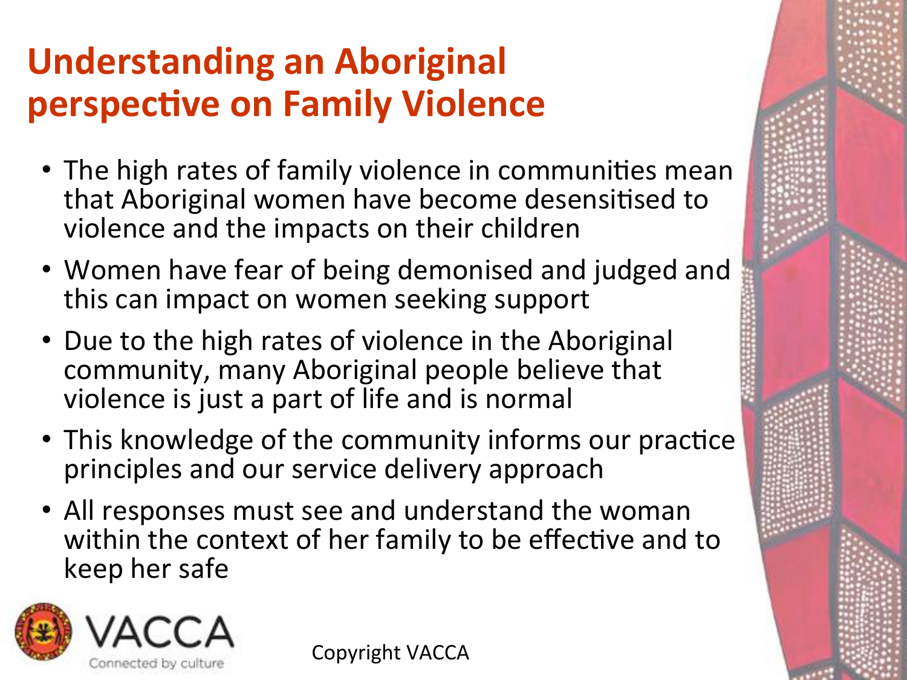# Understanding an Aboriginal perspective on Family Violence

- The high rates of family violence in communities mean that Aboriginal women have become desensitised to violence and the impacts on their children
- Women have fear of being demonised and judged and this can impact on women seeking support
- Due to the high rates of violence in the Aboriginal community, many Aboriginal people believe that violence is just a part of life and is normal
- This knowledge of the community informs our practice principles and our service delivery approach
- All responses must see and understand the woman within the context of her family to be effective and to keep her safe

VACCA
Connected by culture

Copyright VACCA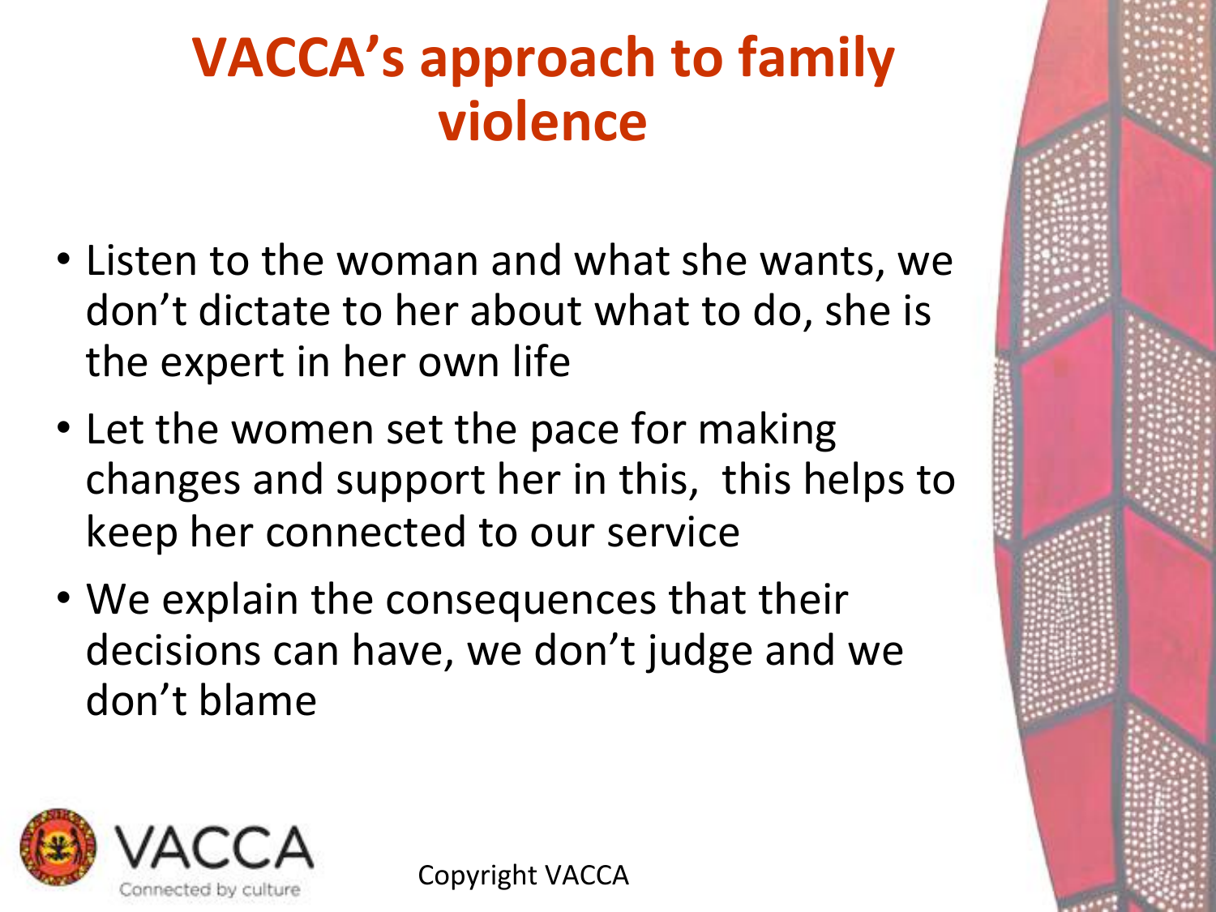# VACCA's approach to family violence

- Listen to the woman and what she wants, we don't dictate to her about what to do, she is the expert in her own life
- Let the women set the pace for making changes and support her in this, this helps to keep her connected to our service
- We explain the consequences that their decisions can have, we don't judge and we don't blame

VACCA
Connected by culture

Copyright VACCA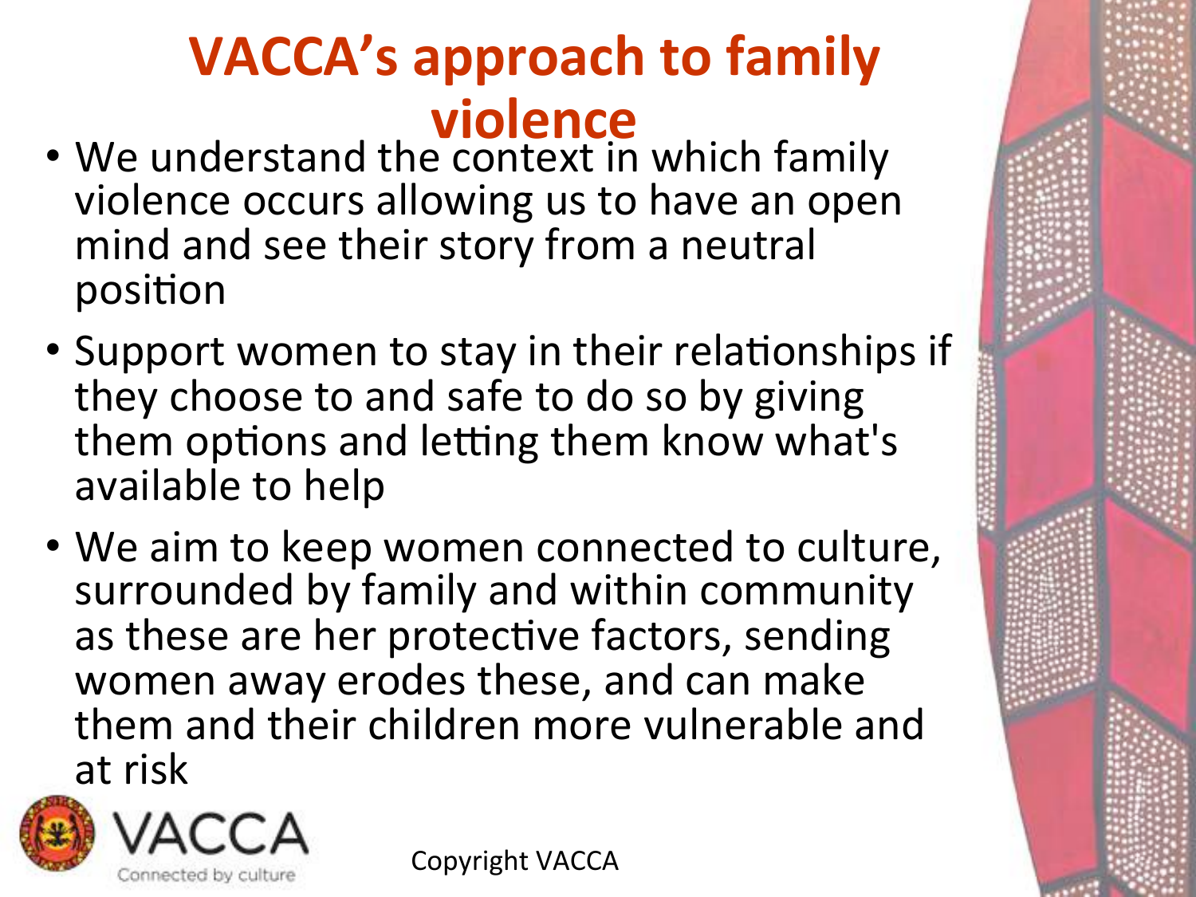# VACCA's approach to family violence

- We understand the context in which family violence occurs allowing us to have an open mind and see their story from a neutral position
- Support women to stay in their relationships if they choose to and safe to do so by giving them options and letting them know what's available to help
- We aim to keep women connected to culture, surrounded by family and within community as these are her protective factors, sending women away erodes these, and can make them and their children more vulnerable and at risk

VACCA Connected by culture

Copyright VACCA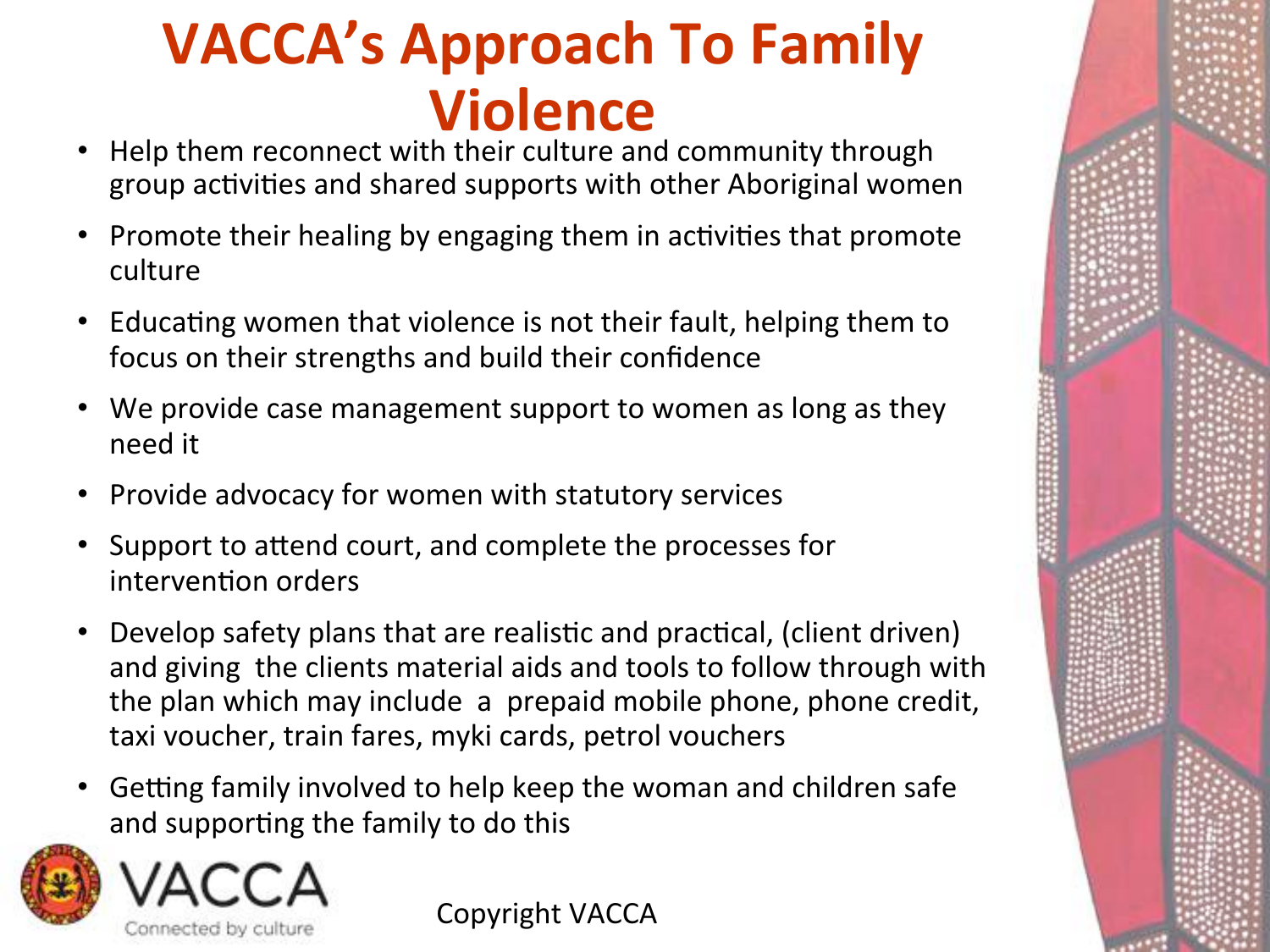# VACCA's Approach To Family Violence

- Help them reconnect with their culture and community through group activities and shared supports with other Aboriginal women
- Promote their healing by engaging them in activities that promote culture
- Educating women that violence is not their fault, helping them to focus on their strengths and build their confidence
- We provide case management support to women as long as they need it
- Provide advocacy for women with statutory services
- Support to attend court, and complete the processes for intervention orders
- Develop safety plans that are realistic and practical, (client driven) and giving the clients material aids and tools to follow through with the plan which may include a prepaid mobile phone, phone credit, taxi voucher, train fares, myki cards, petrol vouchers
- Getting family involved to help keep the woman and children safe and supporting the family to do this

VACCA
Connected by culture

Copyright VACCA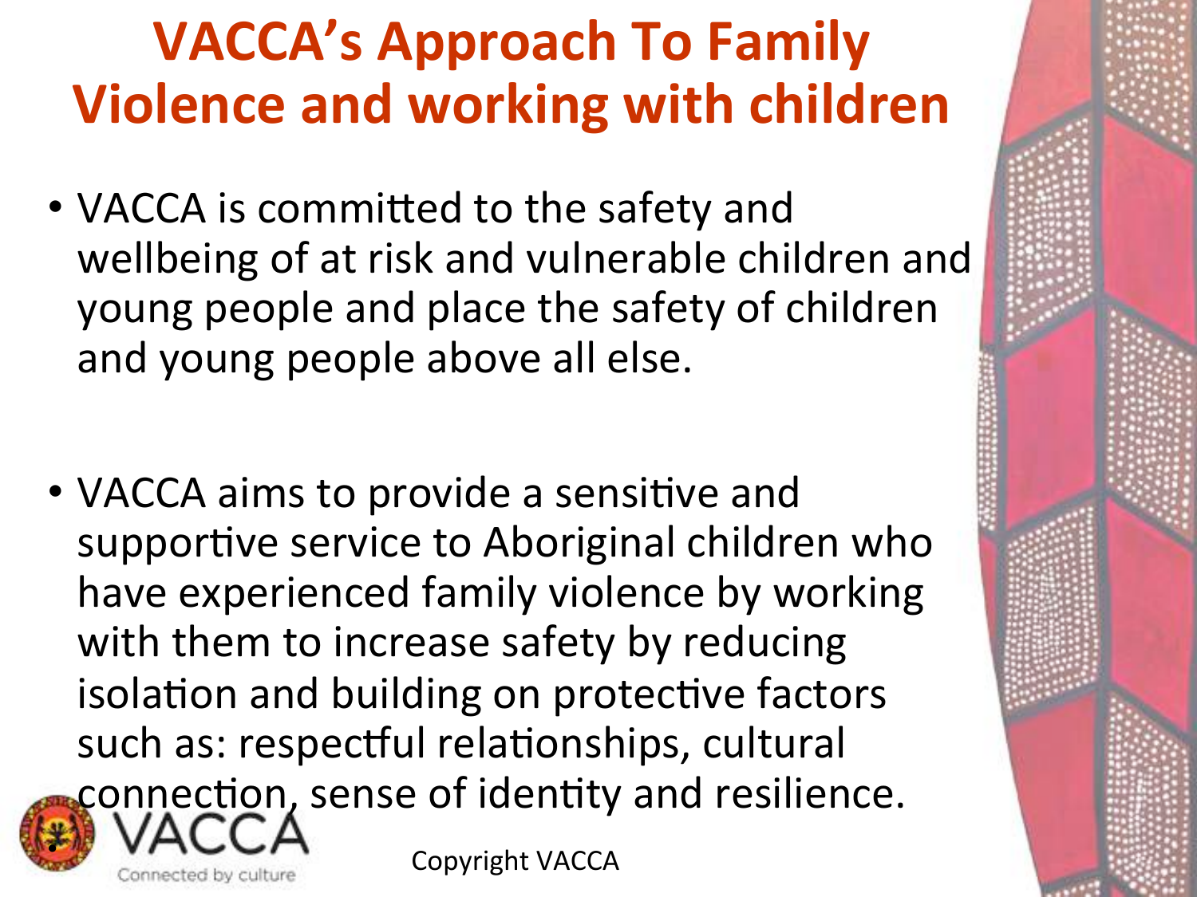# VACCA's Approach To Family Violence and working with children

- VACCA is committed to the safety and wellbeing of at risk and vulnerable children and young people and place the safety of children and young people above all else.

- VACCA aims to provide a sensitive and supportive service to Aboriginal children who have experienced family violence by working with them to increase safety by reducing isolation and building on protective factors such as: respectful relationships, cultural connection, sense of identity and resilience.

VACCA
Connected by culture

Copyright VACCA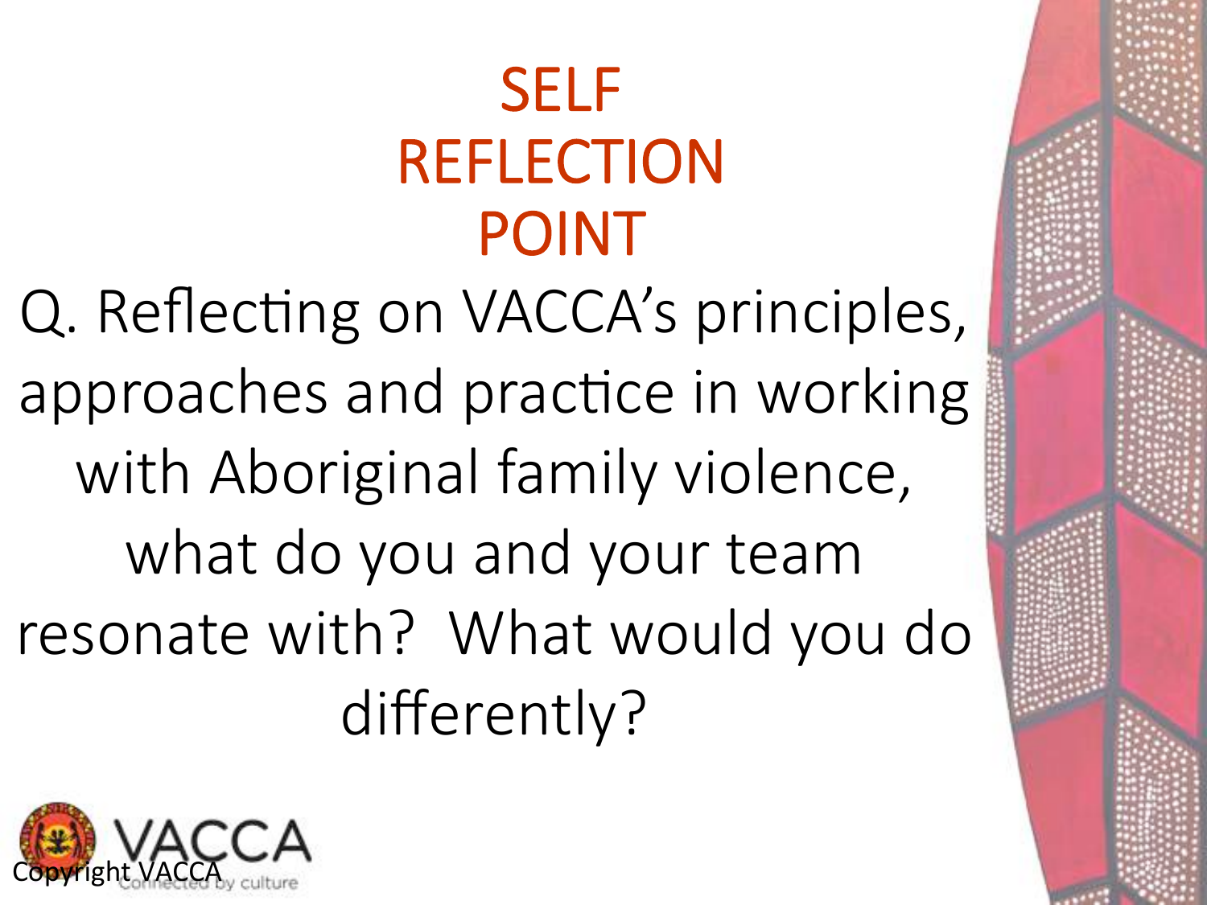# SELF REFLECTION POINT

Q. Reflecting on VACCA's principles, approaches and practice in working with Aboriginal family violence, what do you and your team resonate with? What would you do differently?

Copyright VACCA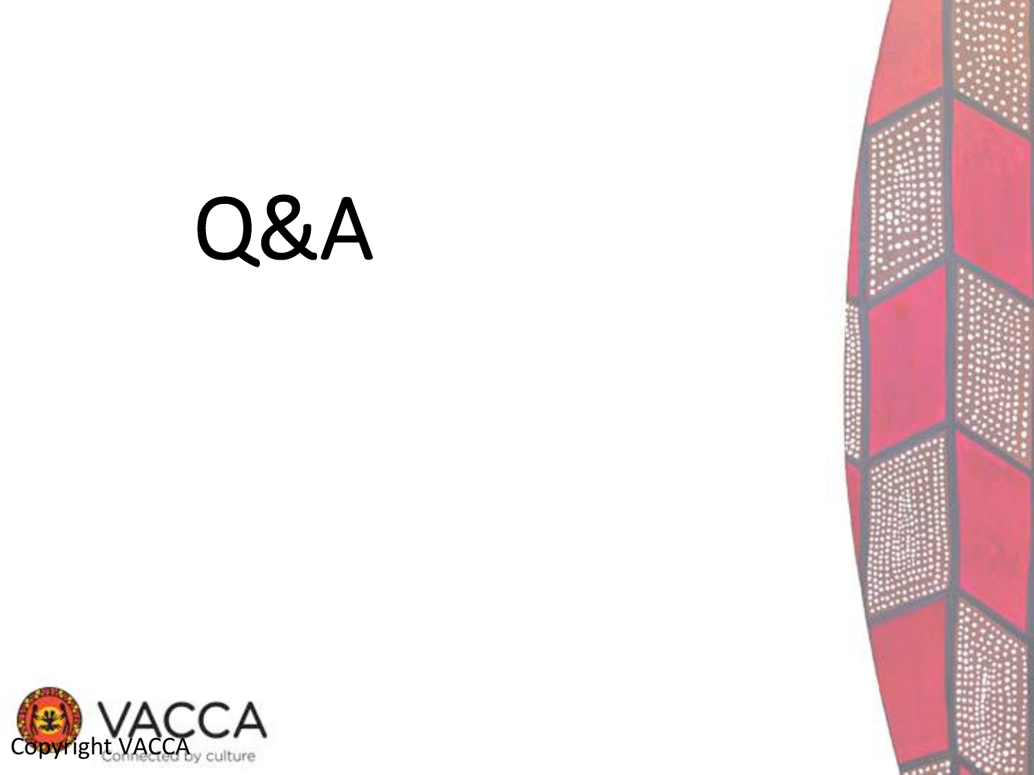# Q&A

Copyright VACCA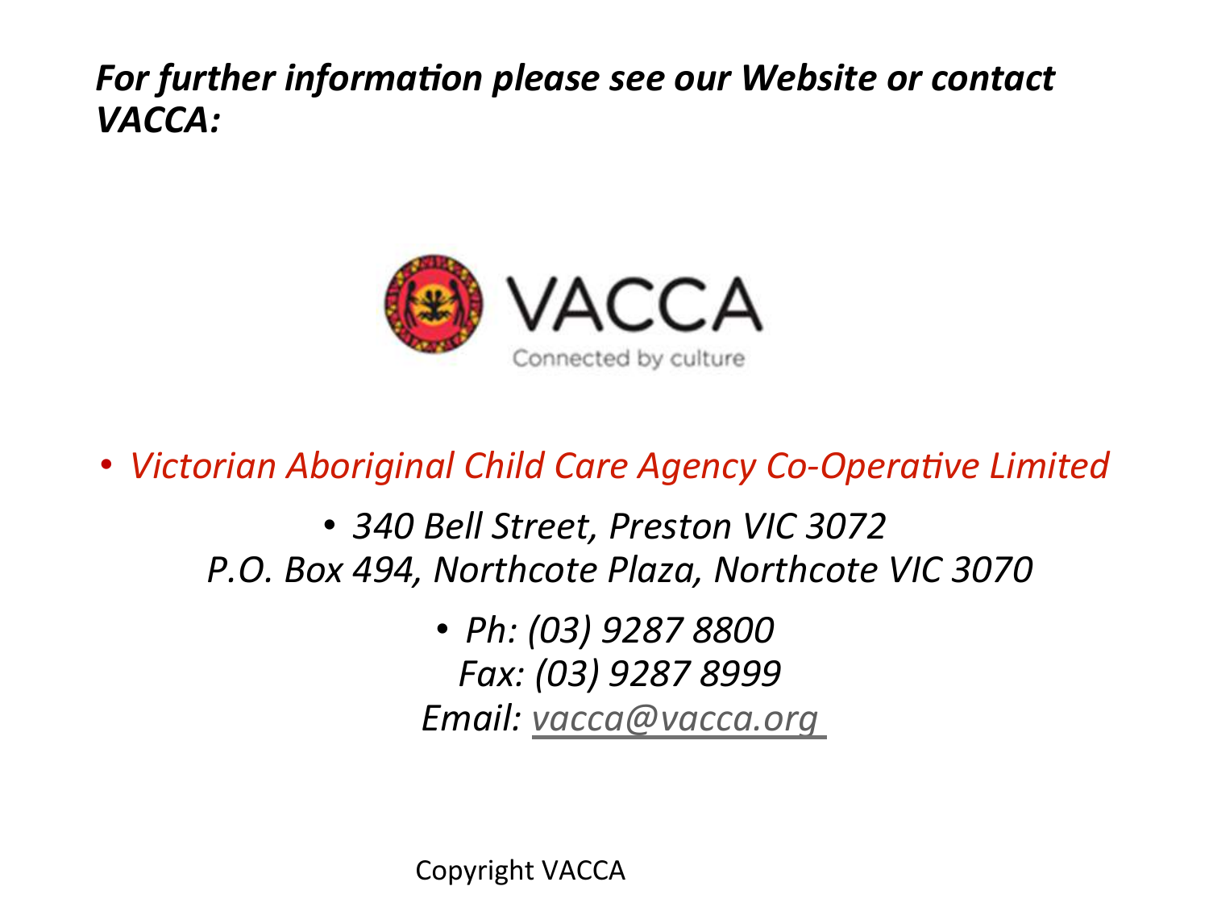***For further information please see our Website or contact VACCA:***

VACCA

Connected by culture

- *Victorian Aboriginal Child Care Agency Co-Operative Limited*
  - *340 Bell Street, Preston VIC 3072*
    *P.O. Box 494, Northcote Plaza, Northcote VIC 3070*
  - *Ph: (03) 9287 8800*
    *Fax: (03) 9287 8999*
    *Email: vacca@vacca.org*

Copyright VACCA